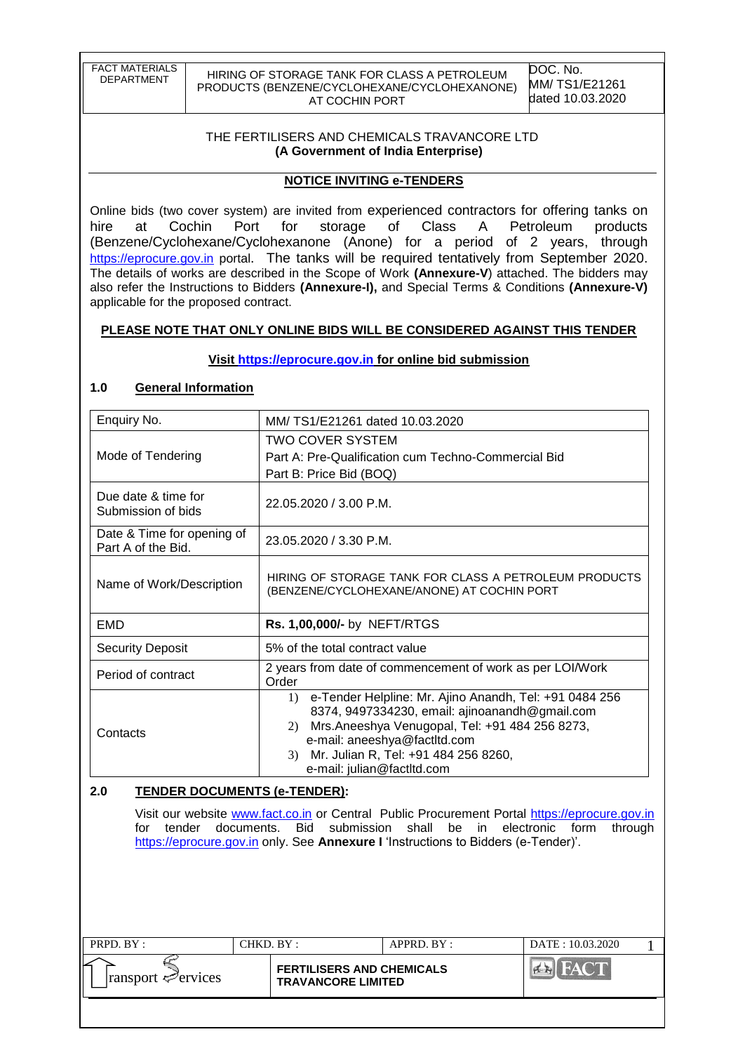THE FERTILISERS AND CHEMICALS TRAVANCORE LTD
**(A Government of India Enterprise)**

## NOTICE INVITING e-TENDERS

Online bids (two cover system) are invited from experienced contractors for offering tanks on hire at Cochin Port for storage of Class A Petroleum products (Benzene/Cyclohexane/Cyclohexanone (Anone) for a period of 2 years, through https://eprocure.gov.in portal. The tanks will be required tentatively from September 2020. The details of works are described in the Scope of Work **(Annexure-V)** attached. The bidders may also refer the Instructions to Bidders **(Annexure-I),** and Special Terms & Conditions **(Annexure-V)** applicable for the proposed contract.

**PLEASE NOTE THAT ONLY ONLINE BIDS WILL BE CONSIDERED AGAINST THIS TENDER**

**Visit https://eprocure.gov.in for online bid submission**

### 1.0 General Information

| | |
|---|---|
| Enquiry No. | MM/ TS1/E21261 dated 10.03.2020 |
| Mode of Tendering | TWO COVER SYSTEM<br>Part A: Pre-Qualification cum Techno-Commercial Bid<br>Part B: Price Bid (BOQ) |
| Due date & time for Submission of bids | 22.05.2020 / 3.00 P.M. |
| Date & Time for opening of Part A of the Bid. | 23.05.2020 / 3.30 P.M. |
| Name of Work/Description | HIRING OF STORAGE TANK FOR CLASS A PETROLEUM PRODUCTS (BENZENE/CYCLOHEXANE/ANONE) AT COCHIN PORT |
| EMD | **Rs. 1,00,000/-** by NEFT/RTGS |
| Security Deposit | 5% of the total contract value |
| Period of contract | 2 years from date of commencement of work as per LOI/Work Order |
| Contacts | 1) e-Tender Helpline: Mr. Ajino Anandh, Tel: +91 0484 256 8374, 9497334230, email: ajinoanandh@gmail.com<br>2) Mrs.Aneeshya Venugopal, Tel: +91 484 256 8273, e-mail: aneeshya@factltd.com<br>3) Mr. Julian R, Tel: +91 484 256 8260, e-mail: julian@factltd.com |

### 2.0 TENDER DOCUMENTS (e-TENDER):

Visit our website www.fact.co.in or Central Public Procurement Portal https://eprocure.gov.in for tender documents. Bid submission shall be in electronic form through https://eprocure.gov.in only. See **Annexure I** 'Instructions to Bidders (e-Tender)'.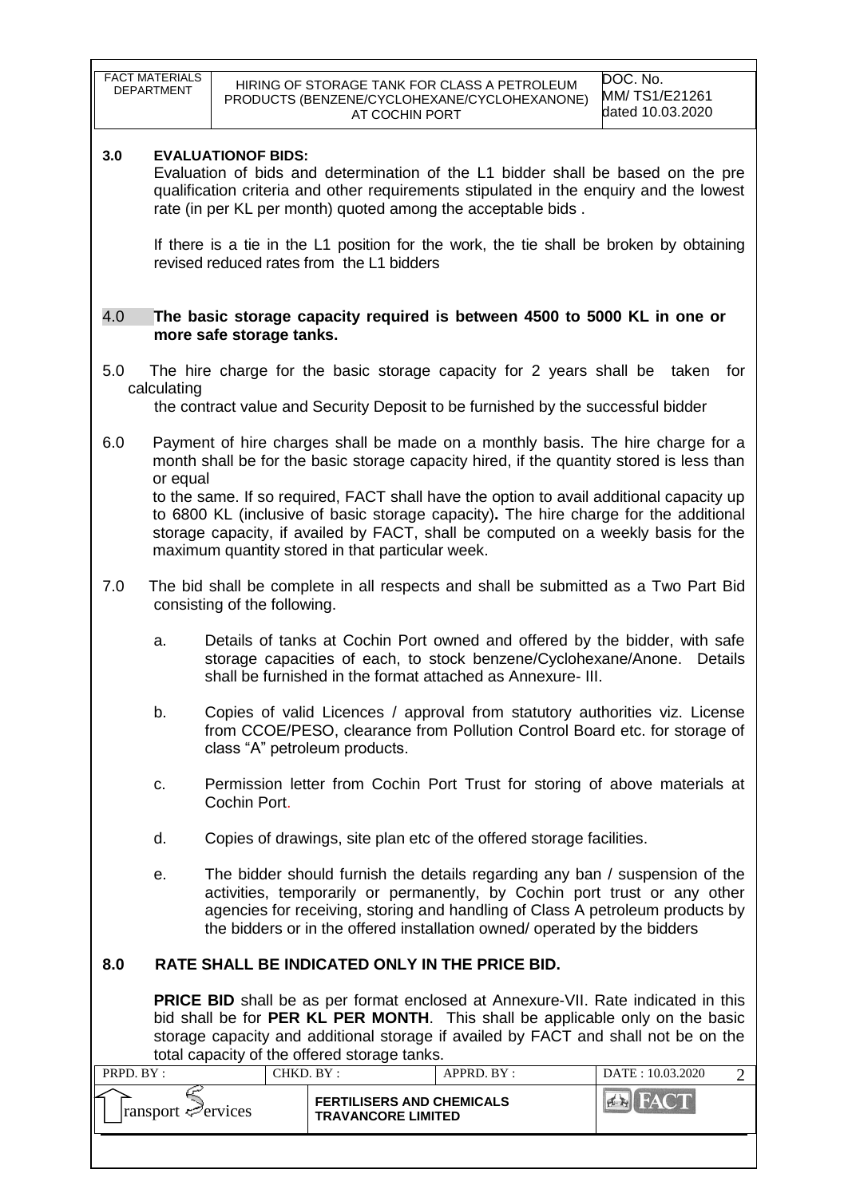**3.0 EVALUATIONOF BIDS:**

Evaluation of bids and determination of the L1 bidder shall be based on the pre qualification criteria and other requirements stipulated in the enquiry and the lowest rate (in per KL per month) quoted among the acceptable bids .

If there is a tie in the L1 position for the work, the tie shall be broken by obtaining revised reduced rates from the L1 bidders

**4.0 The basic storage capacity required is between 4500 to 5000 KL in one or more safe storage tanks.**

5.0 The hire charge for the basic storage capacity for 2 years shall be taken for calculating the contract value and Security Deposit to be furnished by the successful bidder

6.0 Payment of hire charges shall be made on a monthly basis. The hire charge for a month shall be for the basic storage capacity hired, if the quantity stored is less than or equal to the same. If so required, FACT shall have the option to avail additional capacity up to 6800 KL (inclusive of basic storage capacity)**.** The hire charge for the additional storage capacity, if availed by FACT, shall be computed on a weekly basis for the maximum quantity stored in that particular week.

7.0 The bid shall be complete in all respects and shall be submitted as a Two Part Bid consisting of the following.

a. Details of tanks at Cochin Port owned and offered by the bidder, with safe storage capacities of each, to stock benzene/Cyclohexane/Anone. Details shall be furnished in the format attached as Annexure- III.

b. Copies of valid Licences / approval from statutory authorities viz. License from CCOE/PESO, clearance from Pollution Control Board etc. for storage of class "A" petroleum products.

c. Permission letter from Cochin Port Trust for storing of above materials at Cochin Port.

d. Copies of drawings, site plan etc of the offered storage facilities.

e. The bidder should furnish the details regarding any ban / suspension of the activities, temporarily or permanently, by Cochin port trust or any other agencies for receiving, storing and handling of Class A petroleum products by the bidders or in the offered installation owned/ operated by the bidders

**8.0 RATE SHALL BE INDICATED ONLY IN THE PRICE BID.**

**PRICE BID** shall be as per format enclosed at Annexure-VII. Rate indicated in this bid shall be for **PER KL PER MONTH**. This shall be applicable only on the basic storage capacity and additional storage if availed by FACT and shall not be on the total capacity of the offered storage tanks.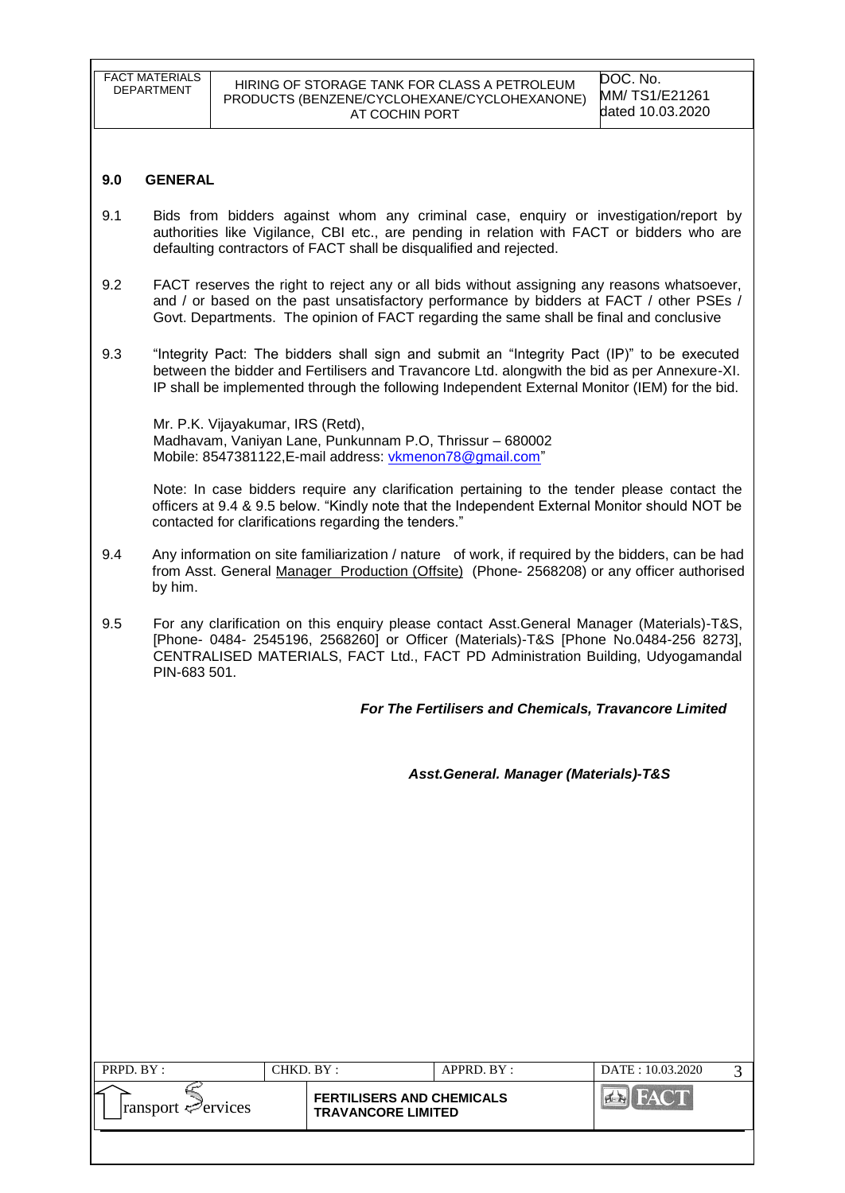## 9.0 GENERAL

9.1 Bids from bidders against whom any criminal case, enquiry or investigation/report by authorities like Vigilance, CBI etc., are pending in relation with FACT or bidders who are defaulting contractors of FACT shall be disqualified and rejected.

9.2 FACT reserves the right to reject any or all bids without assigning any reasons whatsoever, and / or based on the past unsatisfactory performance by bidders at FACT / other PSEs / Govt. Departments. The opinion of FACT regarding the same shall be final and conclusive

9.3 "Integrity Pact: The bidders shall sign and submit an "Integrity Pact (IP)" to be executed between the bidder and Fertilisers and Travancore Ltd. alongwith the bid as per Annexure-XI. IP shall be implemented through the following Independent External Monitor (IEM) for the bid.

Mr. P.K. Vijayakumar, IRS (Retd),
Madhavam, Vaniyan Lane, Punkunnam P.O, Thrissur – 680002
Mobile: 8547381122,E-mail address: vkmenon78@gmail.com"

Note: In case bidders require any clarification pertaining to the tender please contact the officers at 9.4 & 9.5 below. "Kindly note that the Independent External Monitor should NOT be contacted for clarifications regarding the tenders."

9.4 Any information on site familiarization / nature of work, if required by the bidders, can be had from Asst. General Manager Production (Offsite) (Phone- 2568208) or any officer authorised by him.

9.5 For any clarification on this enquiry please contact Asst.General Manager (Materials)-T&S, [Phone- 0484- 2545196, 2568260] or Officer (Materials)-T&S [Phone No.0484-256 8273], CENTRALISED MATERIALS, FACT Ltd., FACT PD Administration Building, Udyogamandal PIN-683 501.

***For The Fertilisers and Chemicals, Travancore Limited***

***Asst.General. Manager (Materials)-T&S***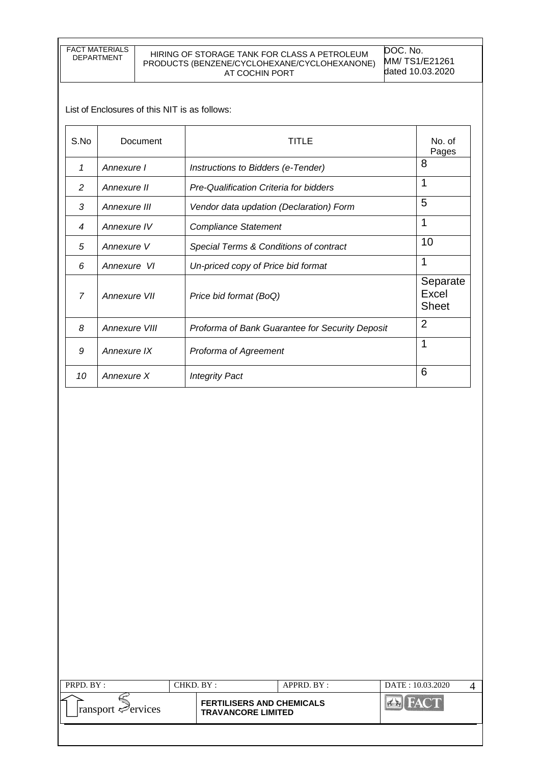List of Enclosures of this NIT is as follows:

| S.No | Document | TITLE | No. of Pages |
|---|---|---|---|
| *1* | *Annexure I* | *Instructions to Bidders (e-Tender)* | 8 |
| *2* | *Annexure II* | *Pre-Qualification Criteria for bidders* | 1 |
| *3* | *Annexure III* | *Vendor data updation (Declaration) Form* | 5 |
| *4* | *Annexure IV* | *Compliance Statement* | 1 |
| *5* | *Annexure V* | *Special Terms & Conditions of contract* | 10 |
| *6* | *Annexure VI* | *Un-priced copy of Price bid format* | 1 |
| *7* | *Annexure VII* | *Price bid format (BoQ)* | Separate Excel Sheet |
| *8* | *Annexure VIII* | *Proforma of Bank Guarantee for Security Deposit* | 2 |
| *9* | *Annexure IX* | *Proforma of Agreement* | 1 |
| *10* | *Annexure X* | *Integrity Pact* | 6 |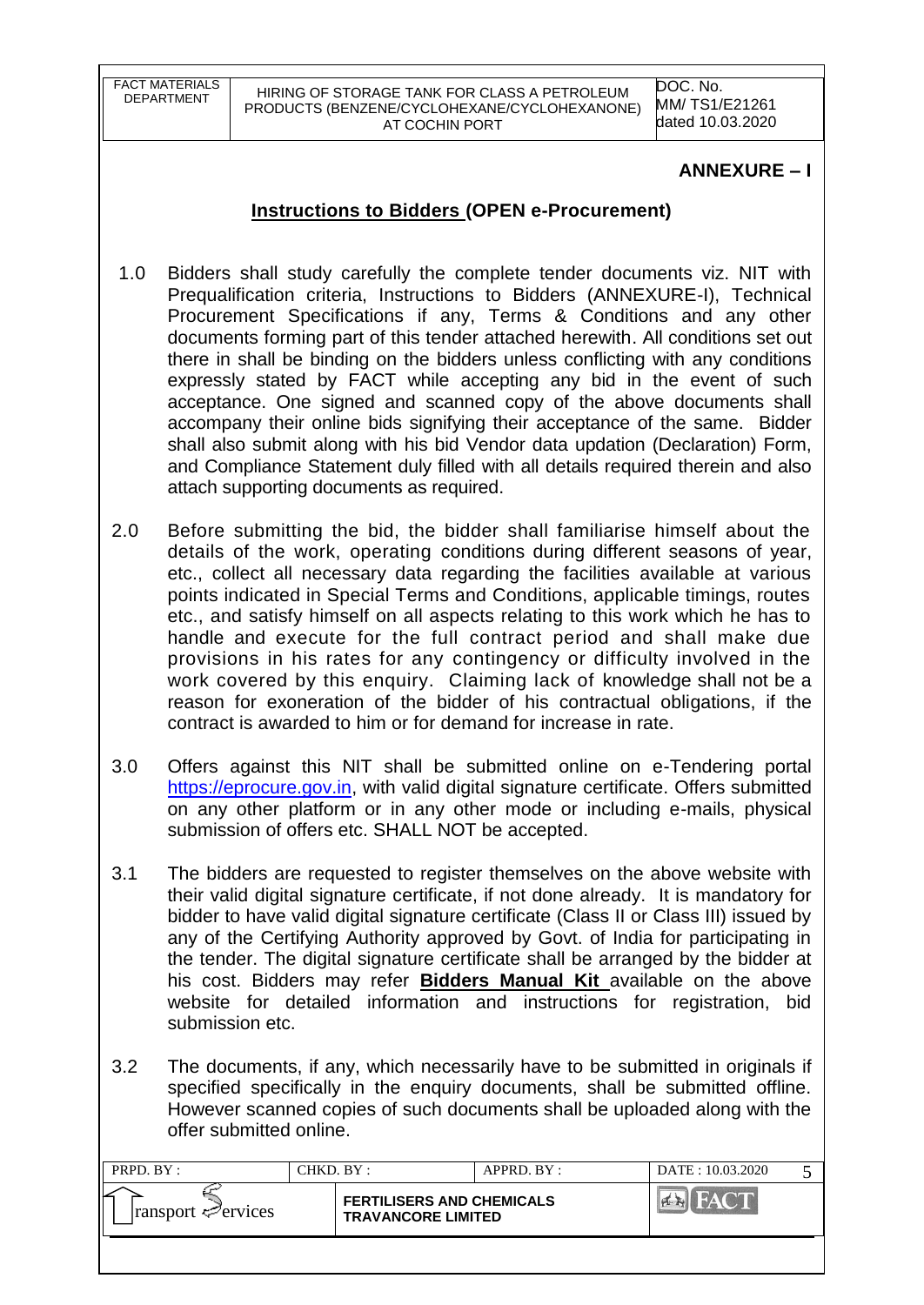## ANNEXURE – I

## **Instructions to Bidders (OPEN e-Procurement)**

1.0 Bidders shall study carefully the complete tender documents viz. NIT with Prequalification criteria, Instructions to Bidders (ANNEXURE-I), Technical Procurement Specifications if any, Terms & Conditions and any other documents forming part of this tender attached herewith. All conditions set out there in shall be binding on the bidders unless conflicting with any conditions expressly stated by FACT while accepting any bid in the event of such acceptance. One signed and scanned copy of the above documents shall accompany their online bids signifying their acceptance of the same. Bidder shall also submit along with his bid Vendor data updation (Declaration) Form, and Compliance Statement duly filled with all details required therein and also attach supporting documents as required.

2.0 Before submitting the bid, the bidder shall familiarise himself about the details of the work, operating conditions during different seasons of year, etc., collect all necessary data regarding the facilities available at various points indicated in Special Terms and Conditions, applicable timings, routes etc., and satisfy himself on all aspects relating to this work which he has to handle and execute for the full contract period and shall make due provisions in his rates for any contingency or difficulty involved in the work covered by this enquiry. Claiming lack of knowledge shall not be a reason for exoneration of the bidder of his contractual obligations, if the contract is awarded to him or for demand for increase in rate.

3.0 Offers against this NIT shall be submitted online on e-Tendering portal https://eprocure.gov.in, with valid digital signature certificate. Offers submitted on any other platform or in any other mode or including e-mails, physical submission of offers etc. SHALL NOT be accepted.

3.1 The bidders are requested to register themselves on the above website with their valid digital signature certificate, if not done already. It is mandatory for bidder to have valid digital signature certificate (Class II or Class III) issued by any of the Certifying Authority approved by Govt. of India for participating in the tender. The digital signature certificate shall be arranged by the bidder at his cost. Bidders may refer **Bidders Manual Kit** available on the above website for detailed information and instructions for registration, bid submission etc.

3.2 The documents, if any, which necessarily have to be submitted in originals if specified specifically in the enquiry documents, shall be submitted offline. However scanned copies of such documents shall be uploaded along with the offer submitted online.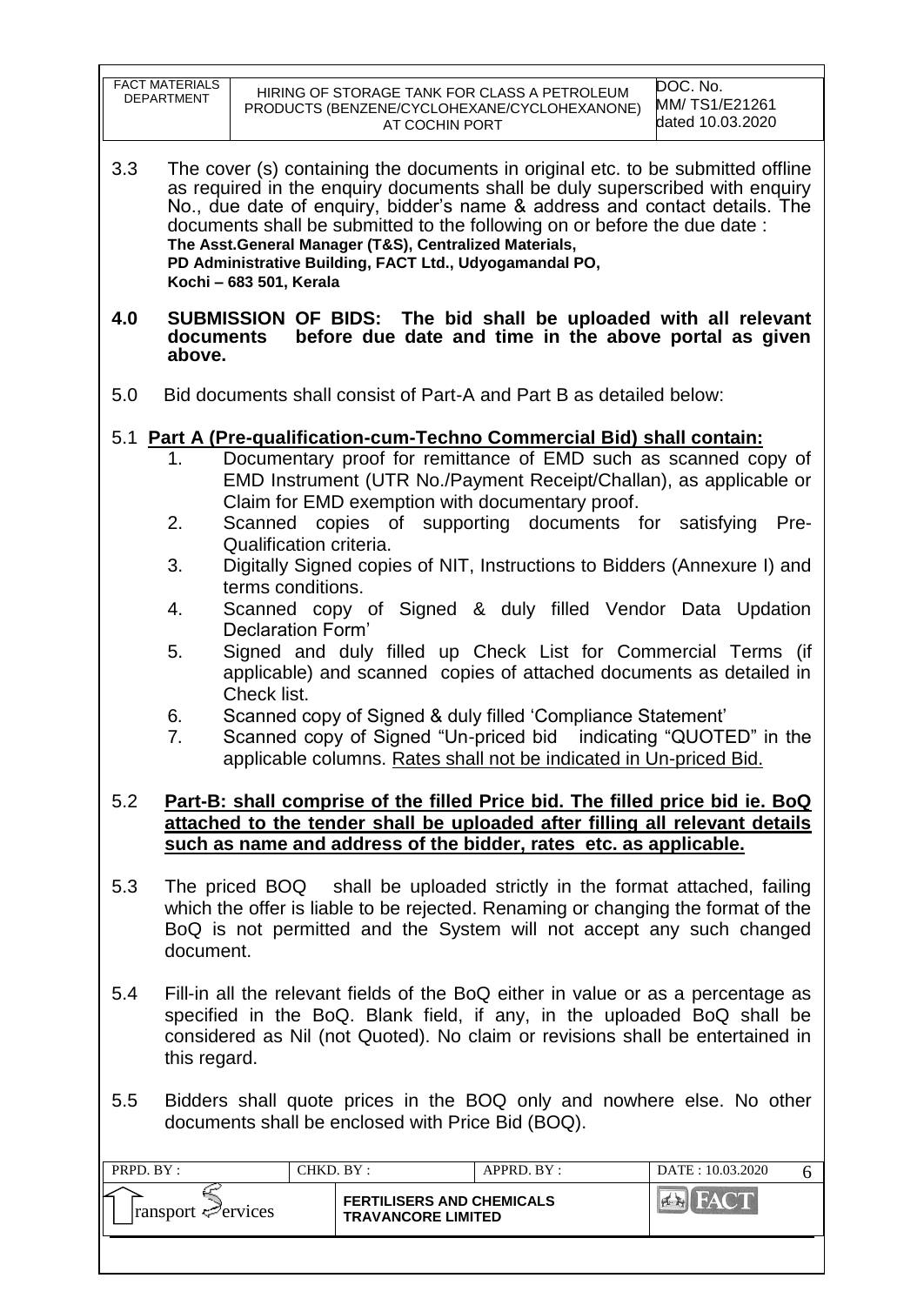3.3 The cover (s) containing the documents in original etc. to be submitted offline as required in the enquiry documents shall be duly superscribed with enquiry No., due date of enquiry, bidder's name & address and contact details. The documents shall be submitted to the following on or before the due date :
**The Asst.General Manager (T&S), Centralized Materials,**
**PD Administrative Building, FACT Ltd., Udyogamandal PO,**
**Kochi – 683 501, Kerala**

**4.0 SUBMISSION OF BIDS: The bid shall be uploaded with all relevant documents before due date and time in the above portal as given above.**

5.0 Bid documents shall consist of Part-A and Part B as detailed below:

5.1 **Part A (Pre-qualification-cum-Techno Commercial Bid) shall contain:**

1. Documentary proof for remittance of EMD such as scanned copy of EMD Instrument (UTR No./Payment Receipt/Challan), as applicable or Claim for EMD exemption with documentary proof.
2. Scanned copies of supporting documents for satisfying Pre-Qualification criteria.
3. Digitally Signed copies of NIT, Instructions to Bidders (Annexure I) and terms conditions.
4. Scanned copy of Signed & duly filled Vendor Data Updation Declaration Form'
5. Signed and duly filled up Check List for Commercial Terms (if applicable) and scanned copies of attached documents as detailed in Check list.
6. Scanned copy of Signed & duly filled 'Compliance Statement'
7. Scanned copy of Signed "Un-priced bid indicating "QUOTED" in the applicable columns. Rates shall not be indicated in Un-priced Bid.

5.2 **Part-B: shall comprise of the filled Price bid. The filled price bid ie. BoQ attached to the tender shall be uploaded after filling all relevant details such as name and address of the bidder, rates etc. as applicable.**

5.3 The priced BOQ shall be uploaded strictly in the format attached, failing which the offer is liable to be rejected. Renaming or changing the format of the BoQ is not permitted and the System will not accept any such changed document.

5.4 Fill-in all the relevant fields of the BoQ either in value or as a percentage as specified in the BoQ. Blank field, if any, in the uploaded BoQ shall be considered as Nil (not Quoted). No claim or revisions shall be entertained in this regard.

5.5 Bidders shall quote prices in the BOQ only and nowhere else. No other documents shall be enclosed with Price Bid (BOQ).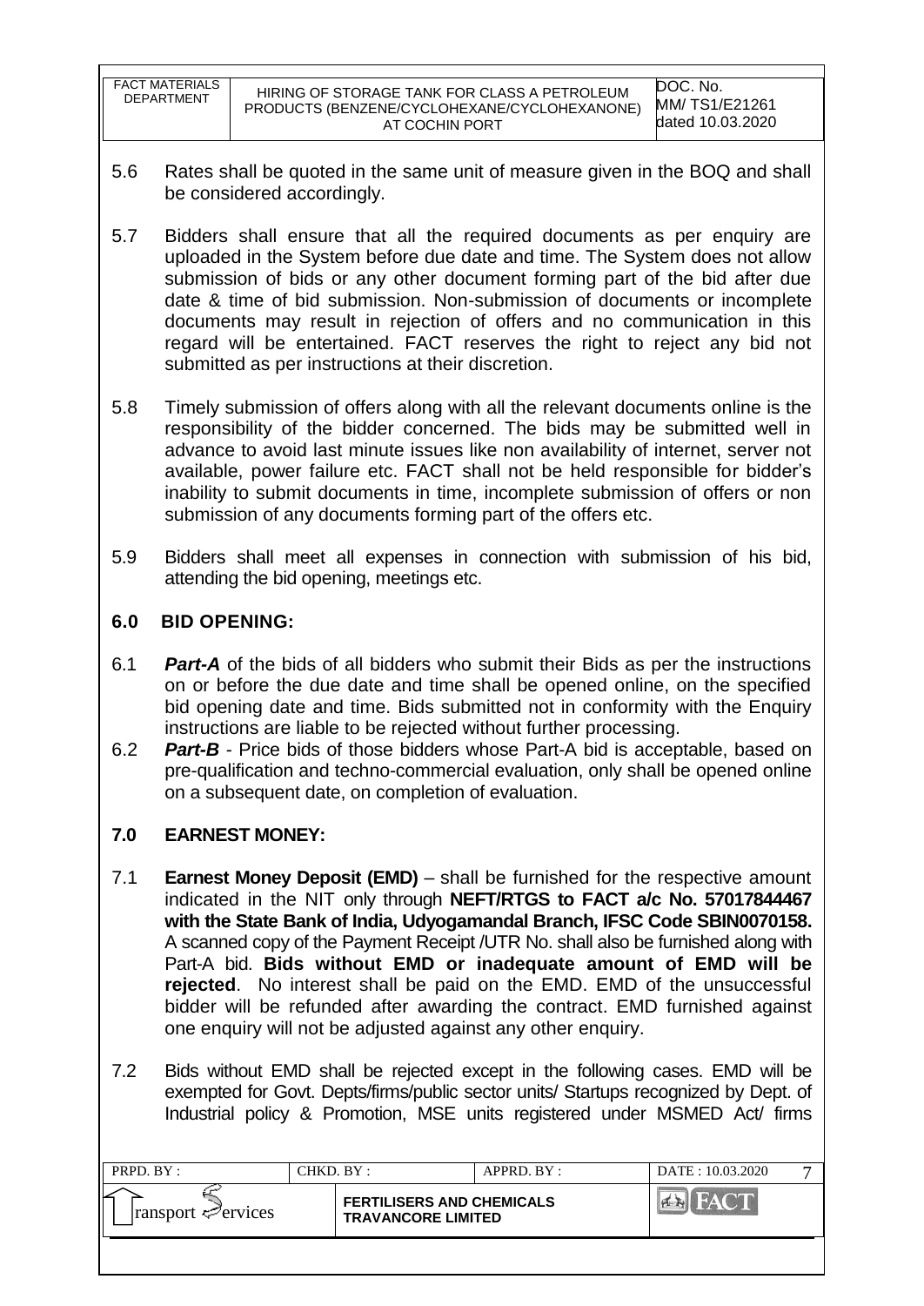5.6 Rates shall be quoted in the same unit of measure given in the BOQ and shall be considered accordingly.

5.7 Bidders shall ensure that all the required documents as per enquiry are uploaded in the System before due date and time. The System does not allow submission of bids or any other document forming part of the bid after due date & time of bid submission. Non-submission of documents or incomplete documents may result in rejection of offers and no communication in this regard will be entertained. FACT reserves the right to reject any bid not submitted as per instructions at their discretion.

5.8 Timely submission of offers along with all the relevant documents online is the responsibility of the bidder concerned. The bids may be submitted well in advance to avoid last minute issues like non availability of internet, server not available, power failure etc. FACT shall not be held responsible for bidder's inability to submit documents in time, incomplete submission of offers or non submission of any documents forming part of the offers etc.

5.9 Bidders shall meet all expenses in connection with submission of his bid, attending the bid opening, meetings etc.

## 6.0 BID OPENING:

6.1 ***Part-A*** of the bids of all bidders who submit their Bids as per the instructions on or before the due date and time shall be opened online, on the specified bid opening date and time. Bids submitted not in conformity with the Enquiry instructions are liable to be rejected without further processing.

6.2 ***Part-B*** - Price bids of those bidders whose Part-A bid is acceptable, based on pre-qualification and techno-commercial evaluation, only shall be opened online on a subsequent date, on completion of evaluation.

## 7.0 EARNEST MONEY:

7.1 **Earnest Money Deposit (EMD)** – shall be furnished for the respective amount indicated in the NIT only through **NEFT/RTGS to FACT a/c No. 57017844467 with the State Bank of India, Udyogamandal Branch, IFSC Code SBIN0070158.** A scanned copy of the Payment Receipt /UTR No. shall also be furnished along with Part-A bid. **Bids without EMD or inadequate amount of EMD will be rejected**. No interest shall be paid on the EMD. EMD of the unsuccessful bidder will be refunded after awarding the contract. EMD furnished against one enquiry will not be adjusted against any other enquiry.

7.2 Bids without EMD shall be rejected except in the following cases. EMD will be exempted for Govt. Depts/firms/public sector units/ Startups recognized by Dept. of Industrial policy & Promotion, MSE units registered under MSMED Act/ firms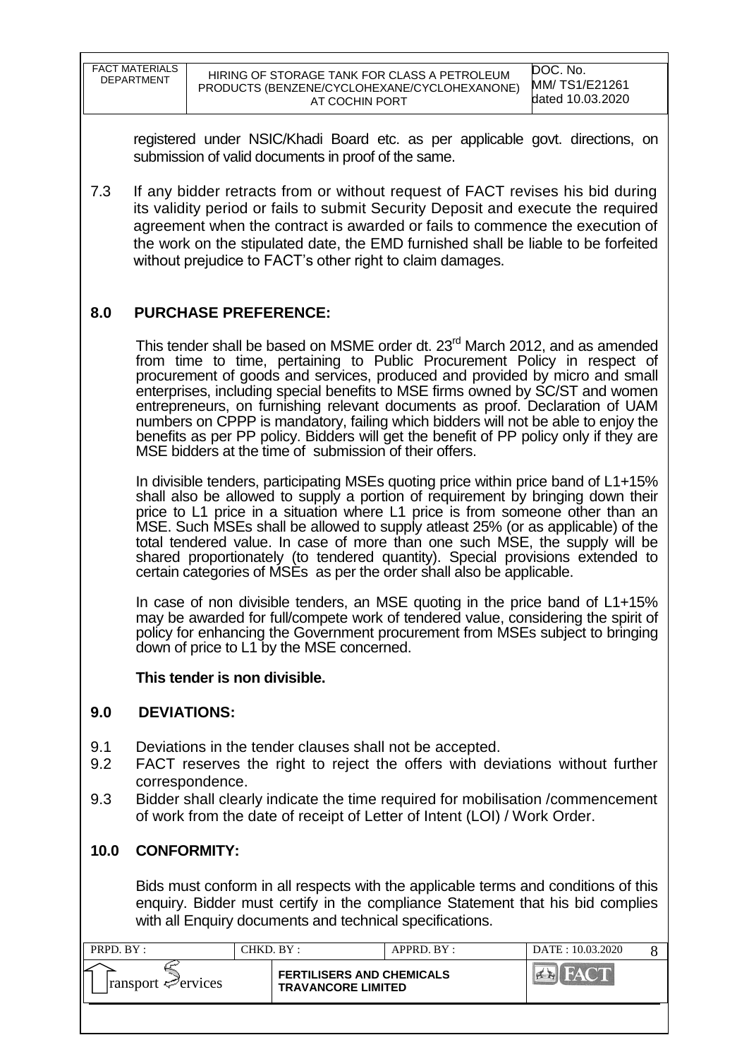registered under NSIC/Khadi Board etc. as per applicable govt. directions, on submission of valid documents in proof of the same.

7.3 If any bidder retracts from or without request of FACT revises his bid during its validity period or fails to submit Security Deposit and execute the required agreement when the contract is awarded or fails to commence the execution of the work on the stipulated date, the EMD furnished shall be liable to be forfeited without prejudice to FACT's other right to claim damages.

## 8.0 PURCHASE PREFERENCE:

This tender shall be based on MSME order dt. 23rd March 2012, and as amended from time to time, pertaining to Public Procurement Policy in respect of procurement of goods and services, produced and provided by micro and small enterprises, including special benefits to MSE firms owned by SC/ST and women entrepreneurs, on furnishing relevant documents as proof. Declaration of UAM numbers on CPPP is mandatory, failing which bidders will not be able to enjoy the benefits as per PP policy. Bidders will get the benefit of PP policy only if they are MSE bidders at the time of submission of their offers.

In divisible tenders, participating MSEs quoting price within price band of L1+15% shall also be allowed to supply a portion of requirement by bringing down their price to L1 price in a situation where L1 price is from someone other than an MSE. Such MSEs shall be allowed to supply atleast 25% (or as applicable) of the total tendered value. In case of more than one such MSE, the supply will be shared proportionately (to tendered quantity). Special provisions extended to certain categories of MSEs as per the order shall also be applicable.

In case of non divisible tenders, an MSE quoting in the price band of L1+15% may be awarded for full/compete work of tendered value, considering the spirit of policy for enhancing the Government procurement from MSEs subject to bringing down of price to L1 by the MSE concerned.

**This tender is non divisible.**

## 9.0 DEVIATIONS:

9.1 Deviations in the tender clauses shall not be accepted.

9.2 FACT reserves the right to reject the offers with deviations without further correspondence.

9.3 Bidder shall clearly indicate the time required for mobilisation /commencement of work from the date of receipt of Letter of Intent (LOI) / Work Order.

## 10.0 CONFORMITY:

Bids must conform in all respects with the applicable terms and conditions of this enquiry. Bidder must certify in the compliance Statement that his bid complies with all Enquiry documents and technical specifications.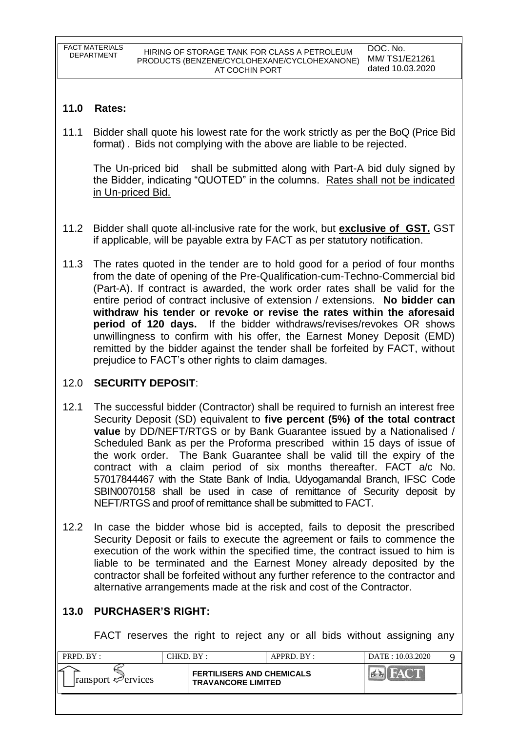## 11.0 Rates:

11.1 Bidder shall quote his lowest rate for the work strictly as per the BoQ (Price Bid format) . Bids not complying with the above are liable to be rejected.

The Un-priced bid shall be submitted along with Part-A bid duly signed by the Bidder, indicating "QUOTED" in the columns. Rates shall not be indicated in Un-priced Bid.

11.2 Bidder shall quote all-inclusive rate for the work, but **exclusive of GST.** GST if applicable, will be payable extra by FACT as per statutory notification.

11.3 The rates quoted in the tender are to hold good for a period of four months from the date of opening of the Pre-Qualification-cum-Techno-Commercial bid (Part-A). If contract is awarded, the work order rates shall be valid for the entire period of contract inclusive of extension / extensions. **No bidder can withdraw his tender or revoke or revise the rates within the aforesaid period of 120 days.** If the bidder withdraws/revises/revokes OR shows unwillingness to confirm with his offer, the Earnest Money Deposit (EMD) remitted by the bidder against the tender shall be forfeited by FACT, without prejudice to FACT's other rights to claim damages.

## 12.0 SECURITY DEPOSIT:

12.1 The successful bidder (Contractor) shall be required to furnish an interest free Security Deposit (SD) equivalent to **five percent (5%) of the total contract value** by DD/NEFT/RTGS or by Bank Guarantee issued by a Nationalised / Scheduled Bank as per the Proforma prescribed within 15 days of issue of the work order. The Bank Guarantee shall be valid till the expiry of the contract with a claim period of six months thereafter. FACT a/c No. 57017844467 with the State Bank of India, Udyogamandal Branch, IFSC Code SBIN0070158 shall be used in case of remittance of Security deposit by NEFT/RTGS and proof of remittance shall be submitted to FACT.

12.2 In case the bidder whose bid is accepted, fails to deposit the prescribed Security Deposit or fails to execute the agreement or fails to commence the execution of the work within the specified time, the contract issued to him is liable to be terminated and the Earnest Money already deposited by the contractor shall be forfeited without any further reference to the contractor and alternative arrangements made at the risk and cost of the Contractor.

## 13.0 PURCHASER'S RIGHT:

FACT reserves the right to reject any or all bids without assigning any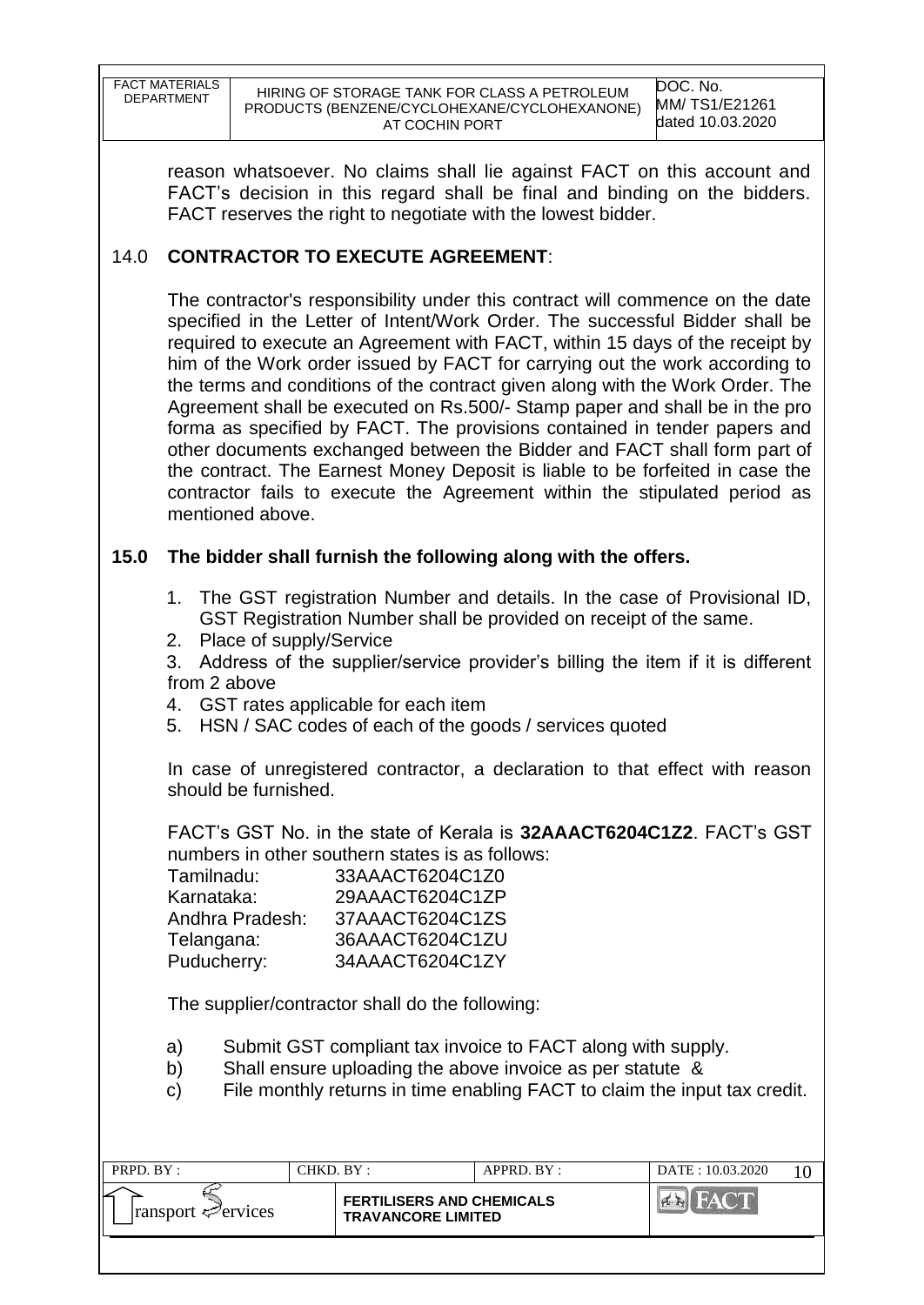reason whatsoever. No claims shall lie against FACT on this account and FACT's decision in this regard shall be final and binding on the bidders. FACT reserves the right to negotiate with the lowest bidder.

## 14.0 CONTRACTOR TO EXECUTE AGREEMENT:

The contractor's responsibility under this contract will commence on the date specified in the Letter of Intent/Work Order. The successful Bidder shall be required to execute an Agreement with FACT, within 15 days of the receipt by him of the Work order issued by FACT for carrying out the work according to the terms and conditions of the contract given along with the Work Order. The Agreement shall be executed on Rs.500/- Stamp paper and shall be in the pro forma as specified by FACT. The provisions contained in tender papers and other documents exchanged between the Bidder and FACT shall form part of the contract. The Earnest Money Deposit is liable to be forfeited in case the contractor fails to execute the Agreement within the stipulated period as mentioned above.

## 15.0 The bidder shall furnish the following along with the offers.

1. The GST registration Number and details. In the case of Provisional ID, GST Registration Number shall be provided on receipt of the same.
2. Place of supply/Service
3. Address of the supplier/service provider's billing the item if it is different from 2 above
4. GST rates applicable for each item
5. HSN / SAC codes of each of the goods / services quoted

In case of unregistered contractor, a declaration to that effect with reason should be furnished.

FACT's GST No. in the state of Kerala is **32AAACT6204C1Z2**. FACT's GST numbers in other southern states is as follows:

| | |
|---|---|
| Tamilnadu: | 33AAACT6204C1Z0 |
| Karnataka: | 29AAACT6204C1ZP |
| Andhra Pradesh: | 37AAACT6204C1ZS |
| Telangana: | 36AAACT6204C1ZU |
| Puducherry: | 34AAACT6204C1ZY |

The supplier/contractor shall do the following:

a) Submit GST compliant tax invoice to FACT along with supply.
b) Shall ensure uploading the above invoice as per statute &
c) File monthly returns in time enabling FACT to claim the input tax credit.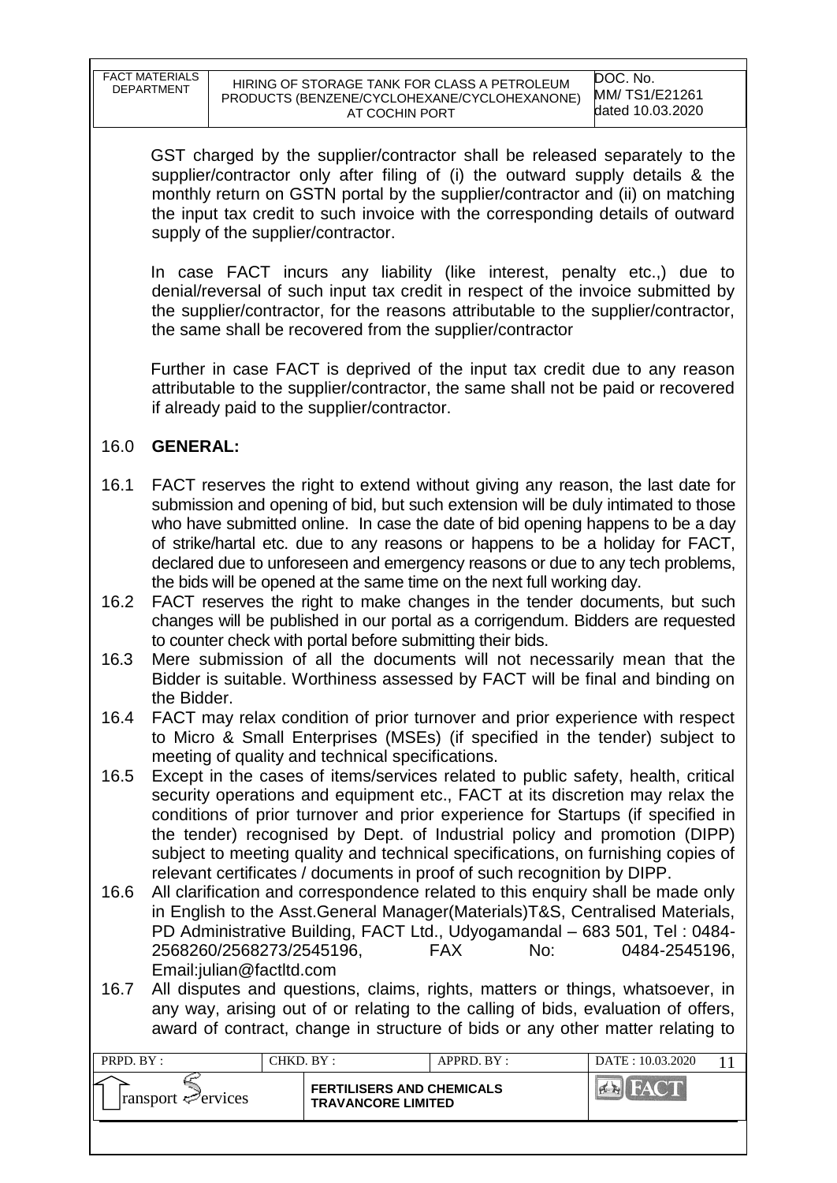GST charged by the supplier/contractor shall be released separately to the supplier/contractor only after filing of (i) the outward supply details & the monthly return on GSTN portal by the supplier/contractor and (ii) on matching the input tax credit to such invoice with the corresponding details of outward supply of the supplier/contractor.

In case FACT incurs any liability (like interest, penalty etc.,) due to denial/reversal of such input tax credit in respect of the invoice submitted by the supplier/contractor, for the reasons attributable to the supplier/contractor, the same shall be recovered from the supplier/contractor

Further in case FACT is deprived of the input tax credit due to any reason attributable to the supplier/contractor, the same shall not be paid or recovered if already paid to the supplier/contractor.

## 16.0 GENERAL:

16.1 FACT reserves the right to extend without giving any reason, the last date for submission and opening of bid, but such extension will be duly intimated to those who have submitted online. In case the date of bid opening happens to be a day of strike/hartal etc. due to any reasons or happens to be a holiday for FACT, declared due to unforeseen and emergency reasons or due to any tech problems, the bids will be opened at the same time on the next full working day.

16.2 FACT reserves the right to make changes in the tender documents, but such changes will be published in our portal as a corrigendum. Bidders are requested to counter check with portal before submitting their bids.

16.3 Mere submission of all the documents will not necessarily mean that the Bidder is suitable. Worthiness assessed by FACT will be final and binding on the Bidder.

16.4 FACT may relax condition of prior turnover and prior experience with respect to Micro & Small Enterprises (MSEs) (if specified in the tender) subject to meeting of quality and technical specifications.

16.5 Except in the cases of items/services related to public safety, health, critical security operations and equipment etc., FACT at its discretion may relax the conditions of prior turnover and prior experience for Startups (if specified in the tender) recognised by Dept. of Industrial policy and promotion (DIPP) subject to meeting quality and technical specifications, on furnishing copies of relevant certificates / documents in proof of such recognition by DIPP.

16.6 All clarification and correspondence related to this enquiry shall be made only in English to the Asst.General Manager(Materials)T&S, Centralised Materials, PD Administrative Building, FACT Ltd., Udyogamandal – 683 501, Tel : 0484-2568260/2568273/2545196, FAX No: 0484-2545196, Email:julian@factltd.com

16.7 All disputes and questions, claims, rights, matters or things, whatsoever, in any way, arising out of or relating to the calling of bids, evaluation of offers, award of contract, change in structure of bids or any other matter relating to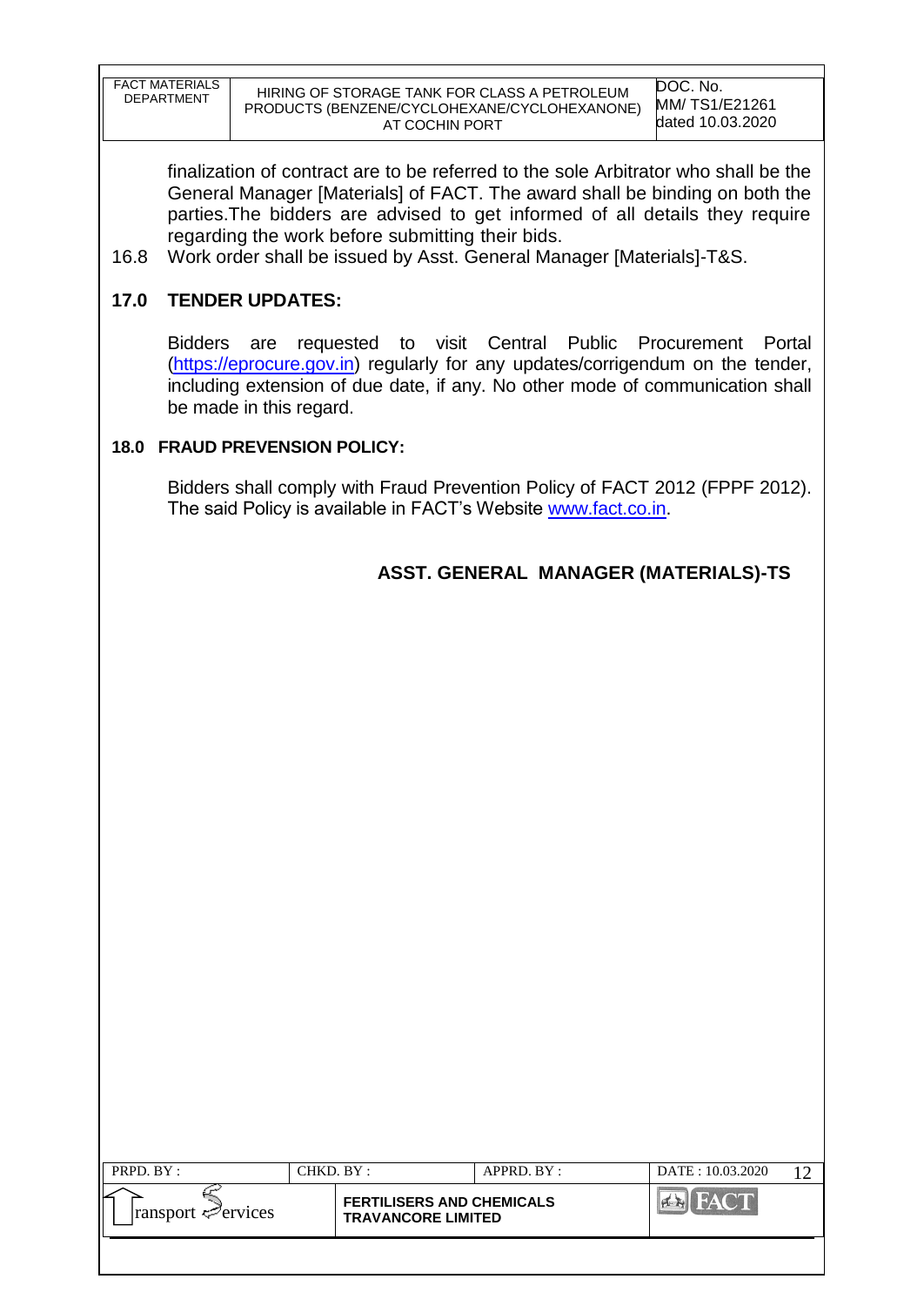finalization of contract are to be referred to the sole Arbitrator who shall be the General Manager [Materials] of FACT. The award shall be binding on both the parties.The bidders are advised to get informed of all details they require regarding the work before submitting their bids.

16.8 Work order shall be issued by Asst. General Manager [Materials]-T&S.

## 17.0 TENDER UPDATES:

Bidders are requested to visit Central Public Procurement Portal (https://eprocure.gov.in) regularly for any updates/corrigendum on the tender, including extension of due date, if any. No other mode of communication shall be made in this regard.

## 18.0 FRAUD PREVENSION POLICY:

Bidders shall comply with Fraud Prevention Policy of FACT 2012 (FPPF 2012). The said Policy is available in FACT's Website www.fact.co.in.

**ASST. GENERAL MANAGER (MATERIALS)-TS**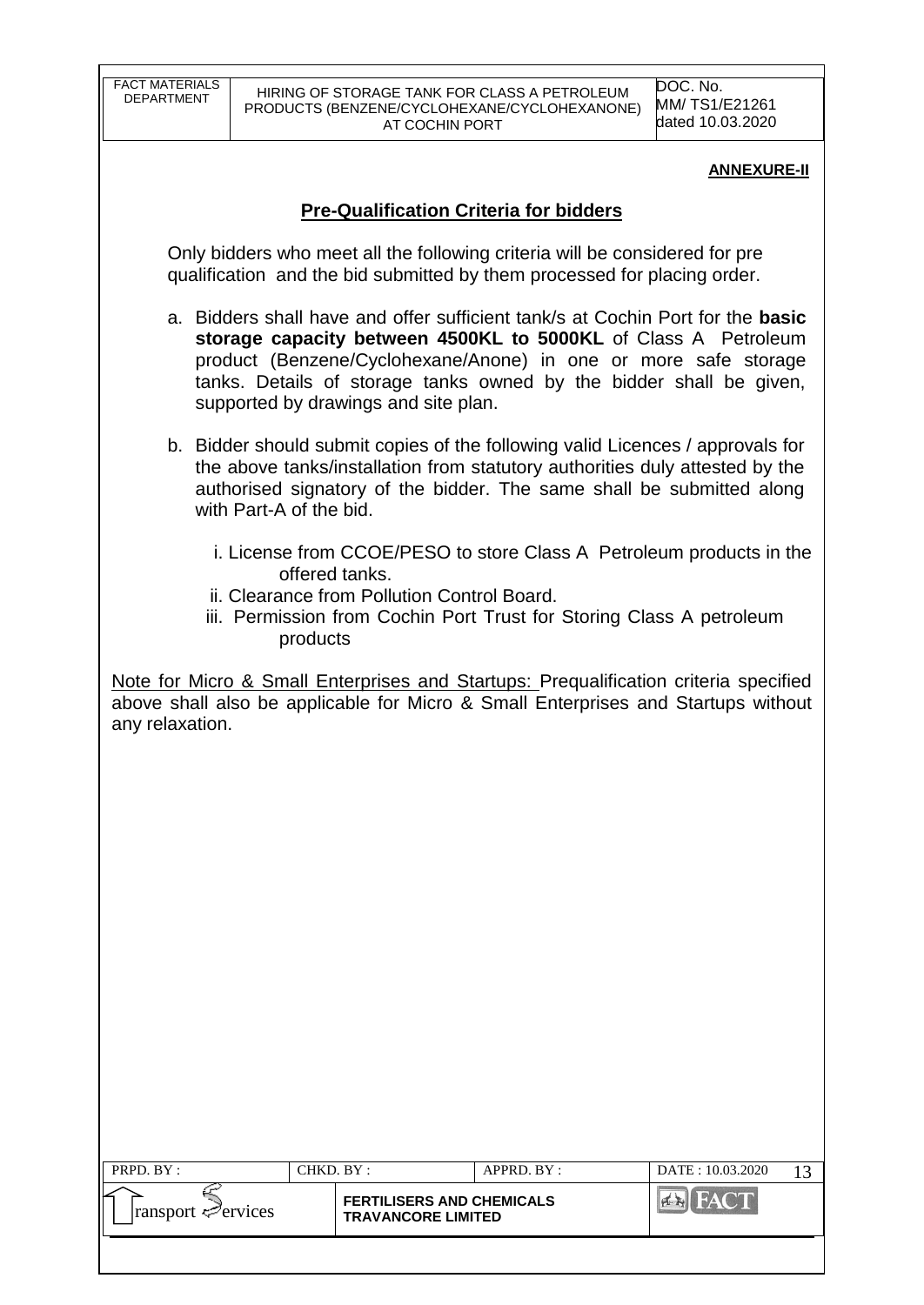**ANNEXURE-II**

## Pre-Qualification Criteria for bidders

Only bidders who meet all the following criteria will be considered for pre qualification and the bid submitted by them processed for placing order.

a. Bidders shall have and offer sufficient tank/s at Cochin Port for the **basic storage capacity between 4500KL to 5000KL** of Class A Petroleum product (Benzene/Cyclohexane/Anone) in one or more safe storage tanks. Details of storage tanks owned by the bidder shall be given, supported by drawings and site plan.

b. Bidder should submit copies of the following valid Licences / approvals for the above tanks/installation from statutory authorities duly attested by the authorised signatory of the bidder. The same shall be submitted along with Part-A of the bid.

   i. License from CCOE/PESO to store Class A Petroleum products in the offered tanks.
   ii. Clearance from Pollution Control Board.
   iii. Permission from Cochin Port Trust for Storing Class A petroleum products

Note for Micro & Small Enterprises and Startups: Prequalification criteria specified above shall also be applicable for Micro & Small Enterprises and Startups without any relaxation.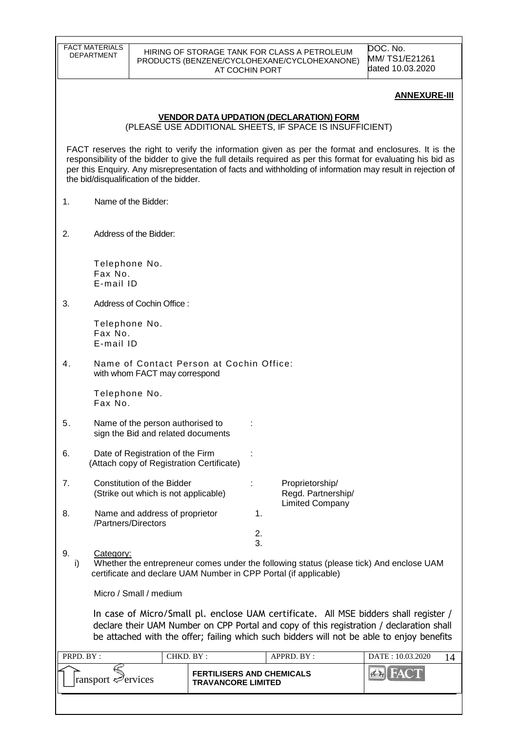**ANNEXURE-III**

**VENDOR DATA UPDATION (DECLARATION) FORM**

(PLEASE USE ADDITIONAL SHEETS, IF SPACE IS INSUFFICIENT)

FACT reserves the right to verify the information given as per the format and enclosures. It is the responsibility of the bidder to give the full details required as per this format for evaluating his bid as per this Enquiry. Any misrepresentation of facts and withholding of information may result in rejection of the bid/disqualification of the bidder.

1. Name of the Bidder:

2. Address of the Bidder:

   Telephone No.
   Fax No.
   E-mail ID

3. Address of Cochin Office :

   Telephone No.
   Fax No.
   E-mail ID

4. Name of Contact Person at Cochin Office: with whom FACT may correspond

   Telephone No.
   Fax No.

5. Name of the person authorised to sign the Bid and related documents :

6. Date of Registration of the Firm (Attach copy of Registration Certificate) :

7. Constitution of the Bidder (Strike out which is not applicable) : Proprietorship/ Regd. Partnership/ Limited Company

8. Name and address of proprietor /Partners/Directors
   1.
   2.
   3.

9. Category:
   i) Whether the entrepreneur comes under the following status (please tick) And enclose UAM certificate and declare UAM Number in CPP Portal (if applicable)

   Micro / Small / medium

   In case of Micro/Small pl. enclose UAM certificate. All MSE bidders shall register / declare their UAM Number on CPP Portal and copy of this registration / declaration shall be attached with the offer; failing which such bidders will not be able to enjoy benefits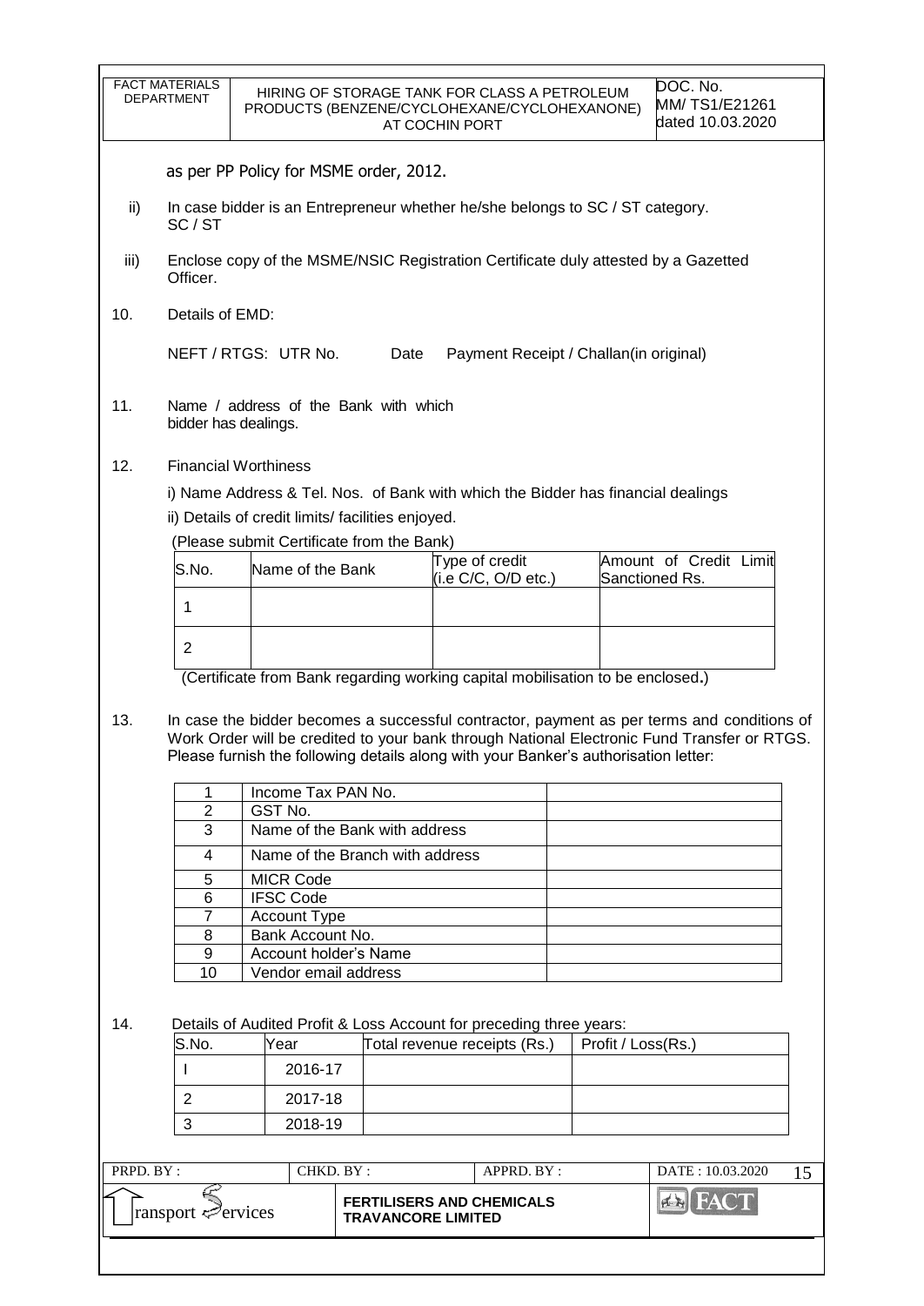as per PP Policy for MSME order, 2012.

ii) In case bidder is an Entrepreneur whether he/she belongs to SC / ST category.
SC / ST

iii) Enclose copy of the MSME/NSIC Registration Certificate duly attested by a Gazetted Officer.

10. Details of EMD:

NEFT / RTGS: UTR No. Date Payment Receipt / Challan(in original)

11. Name / address of the Bank with which bidder has dealings.

12. Financial Worthiness

i) Name Address & Tel. Nos. of Bank with which the Bidder has financial dealings

ii) Details of credit limits/ facilities enjoyed.

(Please submit Certificate from the Bank)

| S.No. | Name of the Bank | Type of credit (i.e C/C, O/D etc.) | Amount of Credit Limit Sanctioned Rs. |
|---|---|---|---|
| 1 | | | |
| 2 | | | |

(Certificate from Bank regarding working capital mobilisation to be enclosed**.**)

13. In case the bidder becomes a successful contractor, payment as per terms and conditions of Work Order will be credited to your bank through National Electronic Fund Transfer or RTGS. Please furnish the following details along with your Banker's authorisation letter:

| 1 | Income Tax PAN No. | |
|---|---|---|
| 2 | GST No. | |
| 3 | Name of the Bank with address | |
| 4 | Name of the Branch with address | |
| 5 | MICR Code | |
| 6 | IFSC Code | |
| 7 | Account Type | |
| 8 | Bank Account No. | |
| 9 | Account holder's Name | |
| 10 | Vendor email address | |

14. Details of Audited Profit & Loss Account for preceding three years:

| S.No. | Year | Total revenue receipts (Rs.) | Profit / Loss(Rs.) |
|---|---|---|---|
| I | 2016-17 | | |
| 2 | 2017-18 | | |
| 3 | 2018-19 | | |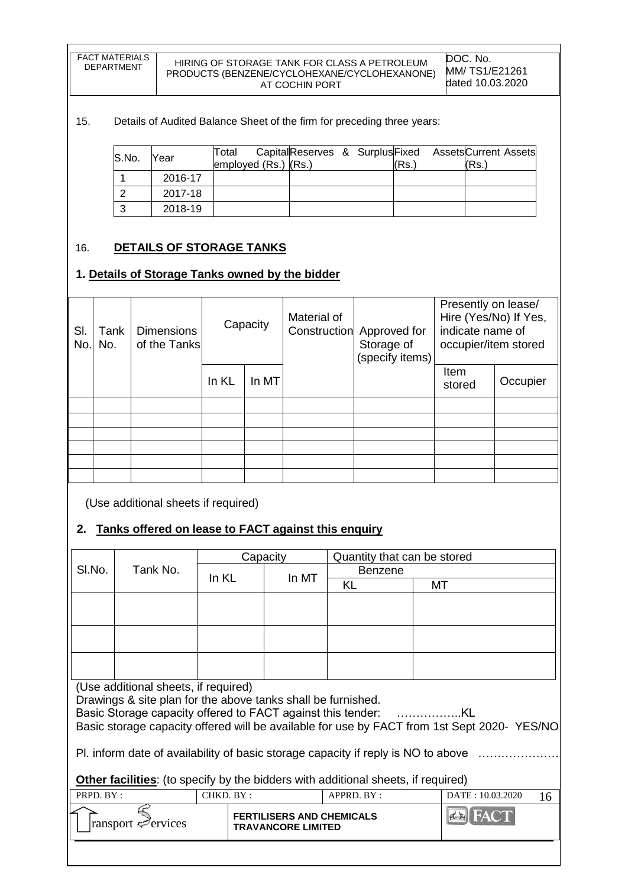15. Details of Audited Balance Sheet of the firm for preceding three years:

| S.No. | Year | Total Capital employed (Rs.) | Reserves & Surplus (Rs.) | Fixed Assets (Rs.) | Current Assets (Rs.) |
|---|---|---|---|---|---|
| 1 | 2016-17 | | | | |
| 2 | 2017-18 | | | | |
| 3 | 2018-19 | | | | |

## 16. **DETAILS OF STORAGE TANKS**

### 1. **Details of Storage Tanks owned by the bidder**

| Sl. No. | Tank No. | Dimensions of the Tanks | Capacity | | Material of Construction | Approved for Storage of (specify items) | Presently on lease/ Hire (Yes/No) If Yes, indicate name of occupier/item stored | |
|---|---|---|---|---|---|---|---|---|
| | | | In KL | In MT | | | Item stored | Occupier |
| | | | | | | | | |
| | | | | | | | | |
| | | | | | | | | |
| | | | | | | | | |
| | | | | | | | | |
| | | | | | | | | |

(Use additional sheets if required)

### 2. **Tanks offered on lease to FACT against this enquiry**

| Sl.No. | Tank No. | Capacity | | Quantity that can be stored | |
|---|---|---|---|---|---|
| | | | | Benzene | |
| | | In KL | In MT | KL | MT |
| | | | | | |
| | | | | | |
| | | | | | |

(Use additional sheets, if required)

Drawings & site plan for the above tanks shall be furnished.

Basic Storage capacity offered to FACT against this tender: ……………..KL

Basic storage capacity offered will be available for use by FACT from 1st Sept 2020- YES/NO

Pl. inform date of availability of basic storage capacity if reply is NO to above …………………

**Other facilities**: (to specify by the bidders with additional sheets, if required)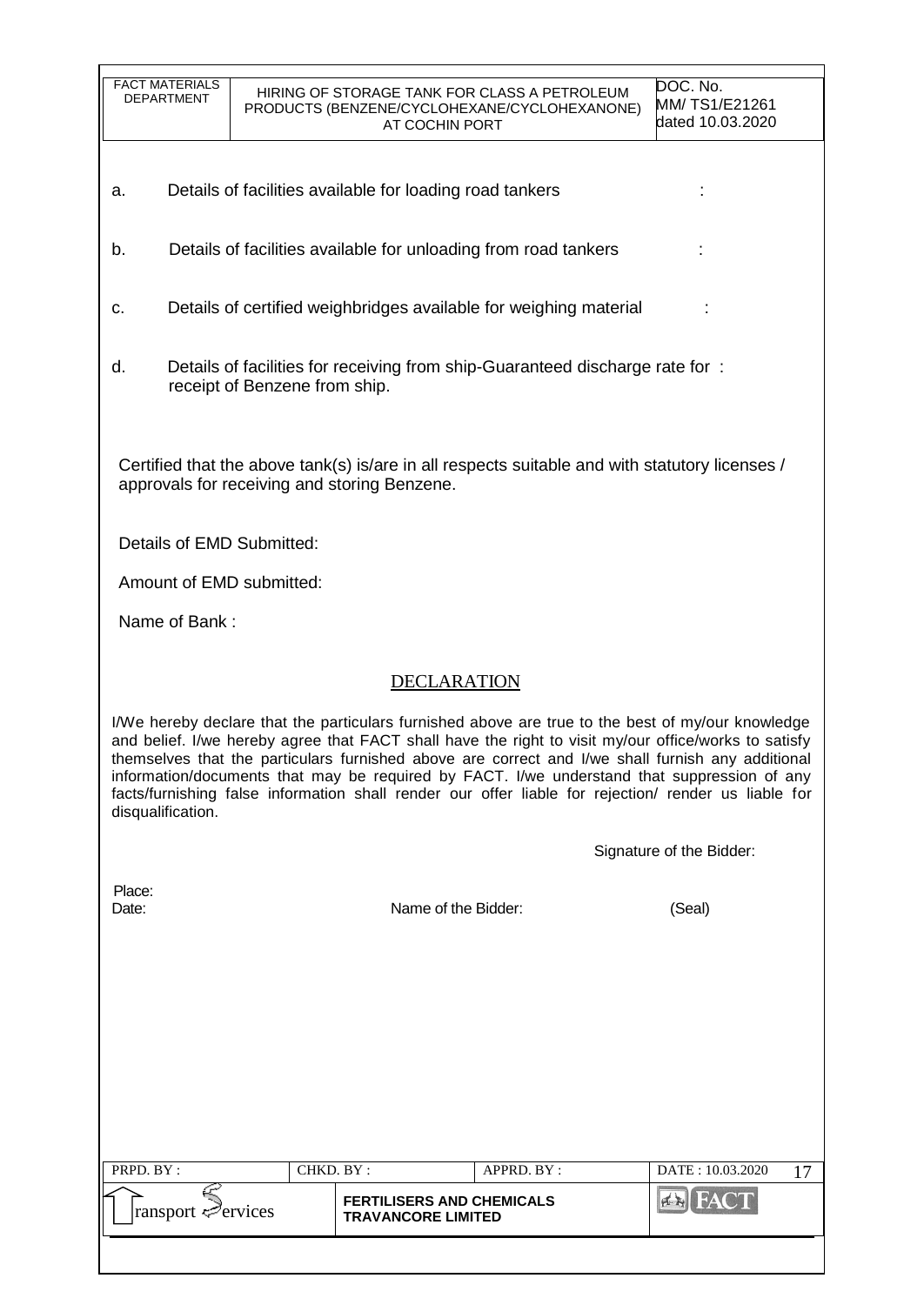a. Details of facilities available for loading road tankers :

b. Details of facilities available for unloading from road tankers :

c. Details of certified weighbridges available for weighing material :

d. Details of facilities for receiving from ship-Guaranteed discharge rate for receipt of Benzene from ship. :

Certified that the above tank(s) is/are in all respects suitable and with statutory licenses / approvals for receiving and storing Benzene.

Details of EMD Submitted:

Amount of EMD submitted:

Name of Bank :

## DECLARATION

I/We hereby declare that the particulars furnished above are true to the best of my/our knowledge and belief. I/we hereby agree that FACT shall have the right to visit my/our office/works to satisfy themselves that the particulars furnished above are correct and I/we shall furnish any additional information/documents that may be required by FACT. I/we understand that suppression of any facts/furnishing false information shall render our offer liable for rejection/ render us liable for disqualification.

Signature of the Bidder:

Place:

Date: Name of the Bidder: (Seal)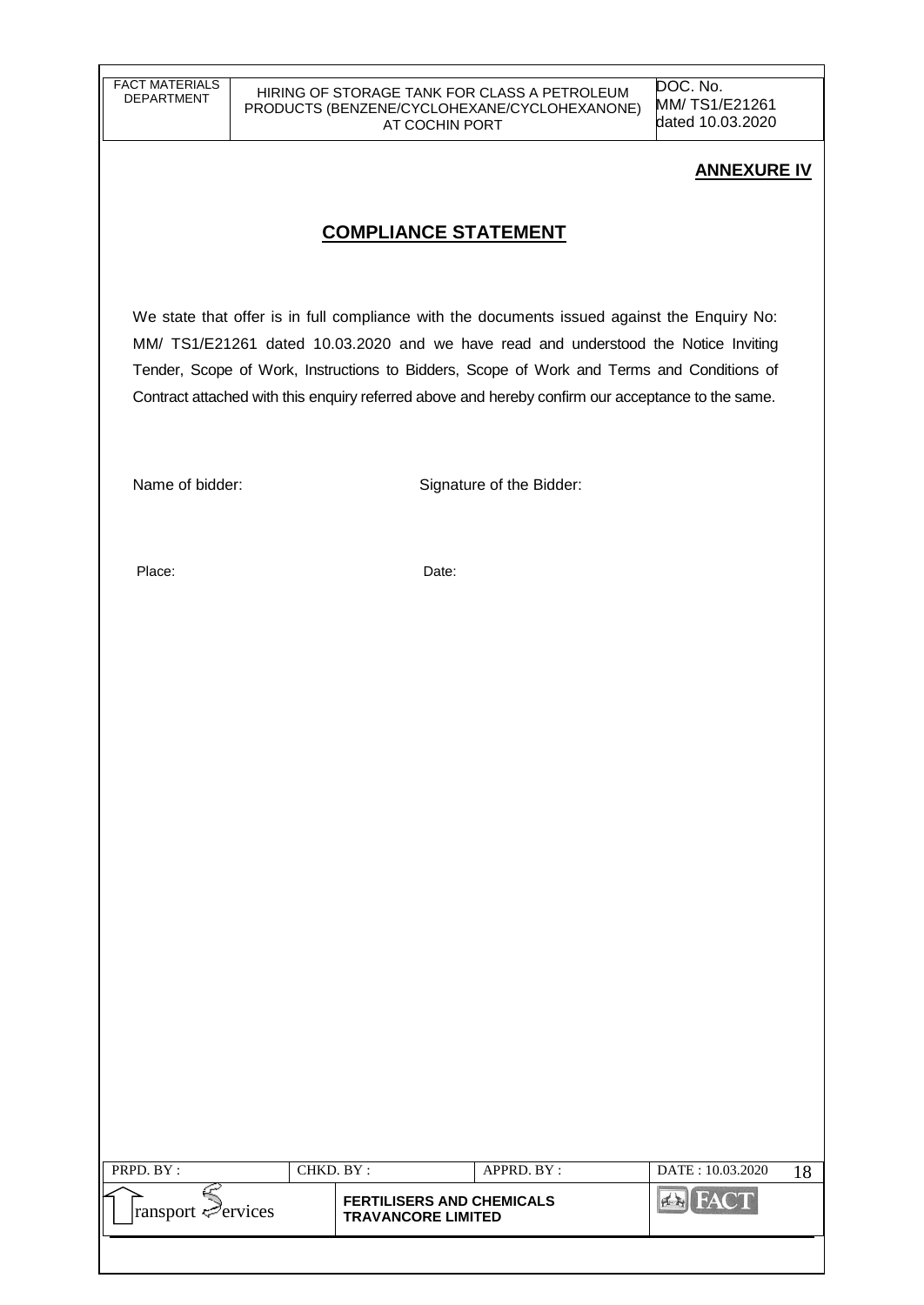**ANNEXURE IV**

## COMPLIANCE STATEMENT

We state that offer is in full compliance with the documents issued against the Enquiry No: MM/ TS1/E21261 dated 10.03.2020 and we have read and understood the Notice Inviting Tender, Scope of Work, Instructions to Bidders, Scope of Work and Terms and Conditions of Contract attached with this enquiry referred above and hereby confirm our acceptance to the same.

Name of bidder: Signature of the Bidder:

Place: Date: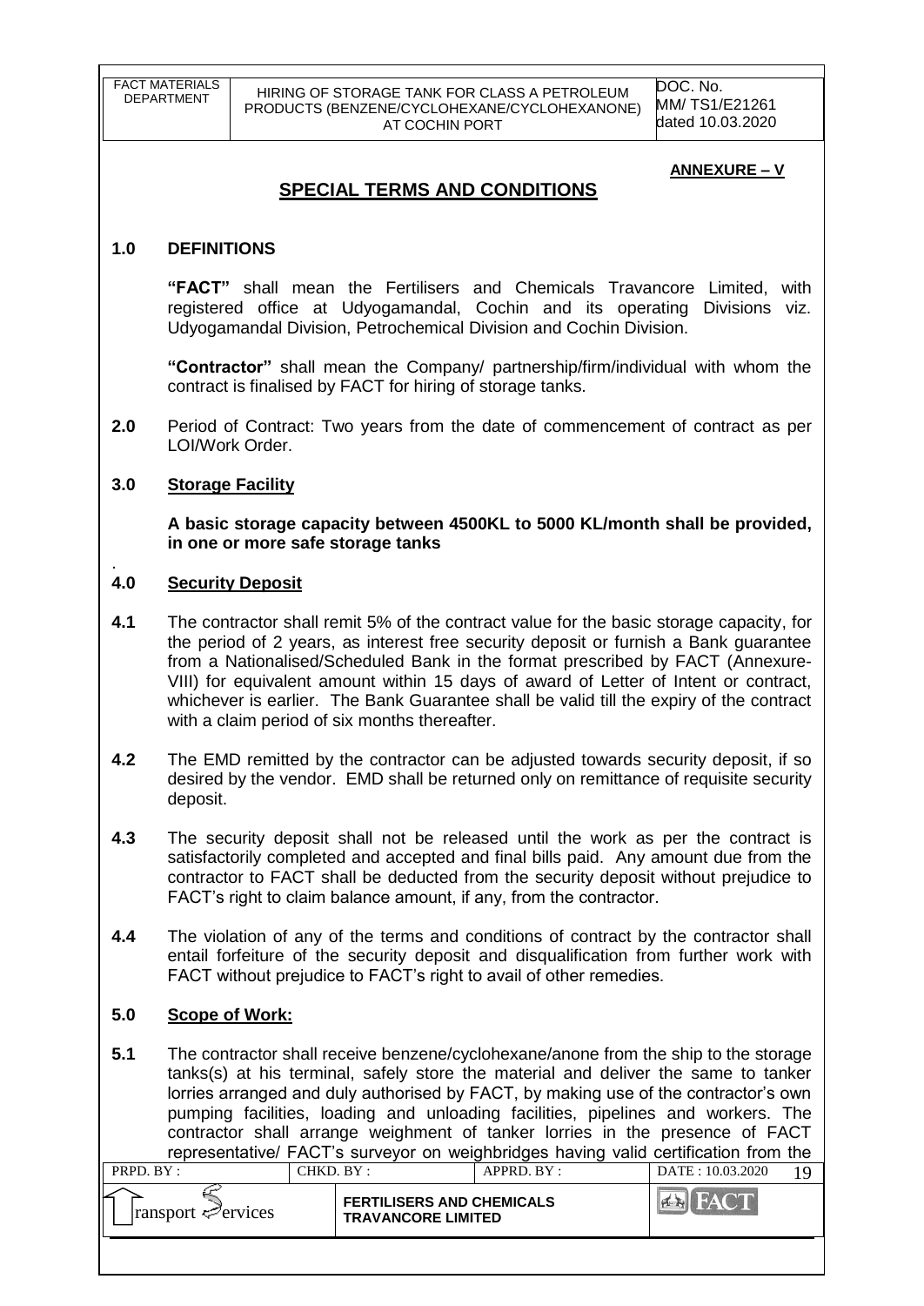**ANNEXURE – V**

## SPECIAL TERMS AND CONDITIONS

**1.0 DEFINITIONS**

**"FACT"** shall mean the Fertilisers and Chemicals Travancore Limited, with registered office at Udyogamandal, Cochin and its operating Divisions viz. Udyogamandal Division, Petrochemical Division and Cochin Division.

**"Contractor"** shall mean the Company/ partnership/firm/individual with whom the contract is finalised by FACT for hiring of storage tanks.

**2.0** Period of Contract: Two years from the date of commencement of contract as per LOI/Work Order.

**3.0 Storage Facility**

**A basic storage capacity between 4500KL to 5000 KL/month shall be provided, in one or more safe storage tanks**

.

**4.0 Security Deposit**

**4.1** The contractor shall remit 5% of the contract value for the basic storage capacity, for the period of 2 years, as interest free security deposit or furnish a Bank guarantee from a Nationalised/Scheduled Bank in the format prescribed by FACT (Annexure-VIII) for equivalent amount within 15 days of award of Letter of Intent or contract, whichever is earlier. The Bank Guarantee shall be valid till the expiry of the contract with a claim period of six months thereafter.

**4.2** The EMD remitted by the contractor can be adjusted towards security deposit, if so desired by the vendor. EMD shall be returned only on remittance of requisite security deposit.

**4.3** The security deposit shall not be released until the work as per the contract is satisfactorily completed and accepted and final bills paid. Any amount due from the contractor to FACT shall be deducted from the security deposit without prejudice to FACT's right to claim balance amount, if any, from the contractor.

**4.4** The violation of any of the terms and conditions of contract by the contractor shall entail forfeiture of the security deposit and disqualification from further work with FACT without prejudice to FACT's right to avail of other remedies.

**5.0 Scope of Work:**

**5.1** The contractor shall receive benzene/cyclohexane/anone from the ship to the storage tanks(s) at his terminal, safely store the material and deliver the same to tanker lorries arranged and duly authorised by FACT, by making use of the contractor's own pumping facilities, loading and unloading facilities, pipelines and workers. The contractor shall arrange weighment of tanker lorries in the presence of FACT representative/ FACT's surveyor on weighbridges having valid certification from the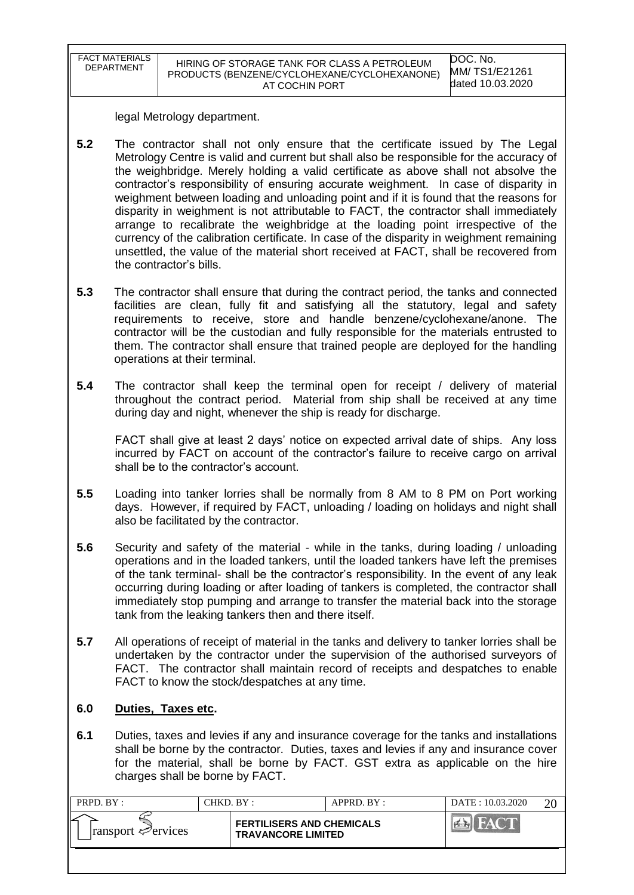legal Metrology department.

**5.2** The contractor shall not only ensure that the certificate issued by The Legal Metrology Centre is valid and current but shall also be responsible for the accuracy of the weighbridge. Merely holding a valid certificate as above shall not absolve the contractor's responsibility of ensuring accurate weighment. In case of disparity in weighment between loading and unloading point and if it is found that the reasons for disparity in weighment is not attributable to FACT, the contractor shall immediately arrange to recalibrate the weighbridge at the loading point irrespective of the currency of the calibration certificate. In case of the disparity in weighment remaining unsettled, the value of the material short received at FACT, shall be recovered from the contractor's bills.

**5.3** The contractor shall ensure that during the contract period, the tanks and connected facilities are clean, fully fit and satisfying all the statutory, legal and safety requirements to receive, store and handle benzene/cyclohexane/anone. The contractor will be the custodian and fully responsible for the materials entrusted to them. The contractor shall ensure that trained people are deployed for the handling operations at their terminal.

**5.4** The contractor shall keep the terminal open for receipt / delivery of material throughout the contract period. Material from ship shall be received at any time during day and night, whenever the ship is ready for discharge.

FACT shall give at least 2 days' notice on expected arrival date of ships. Any loss incurred by FACT on account of the contractor's failure to receive cargo on arrival shall be to the contractor's account.

**5.5** Loading into tanker lorries shall be normally from 8 AM to 8 PM on Port working days. However, if required by FACT, unloading / loading on holidays and night shall also be facilitated by the contractor.

**5.6** Security and safety of the material - while in the tanks, during loading / unloading operations and in the loaded tankers, until the loaded tankers have left the premises of the tank terminal- shall be the contractor's responsibility. In the event of any leak occurring during loading or after loading of tankers is completed, the contractor shall immediately stop pumping and arrange to transfer the material back into the storage tank from the leaking tankers then and there itself.

**5.7** All operations of receipt of material in the tanks and delivery to tanker lorries shall be undertaken by the contractor under the supervision of the authorised surveyors of FACT. The contractor shall maintain record of receipts and despatches to enable FACT to know the stock/despatches at any time.

## 6.0 Duties, Taxes etc.

**6.1** Duties, taxes and levies if any and insurance coverage for the tanks and installations shall be borne by the contractor. Duties, taxes and levies if any and insurance cover for the material, shall be borne by FACT. GST extra as applicable on the hire charges shall be borne by FACT.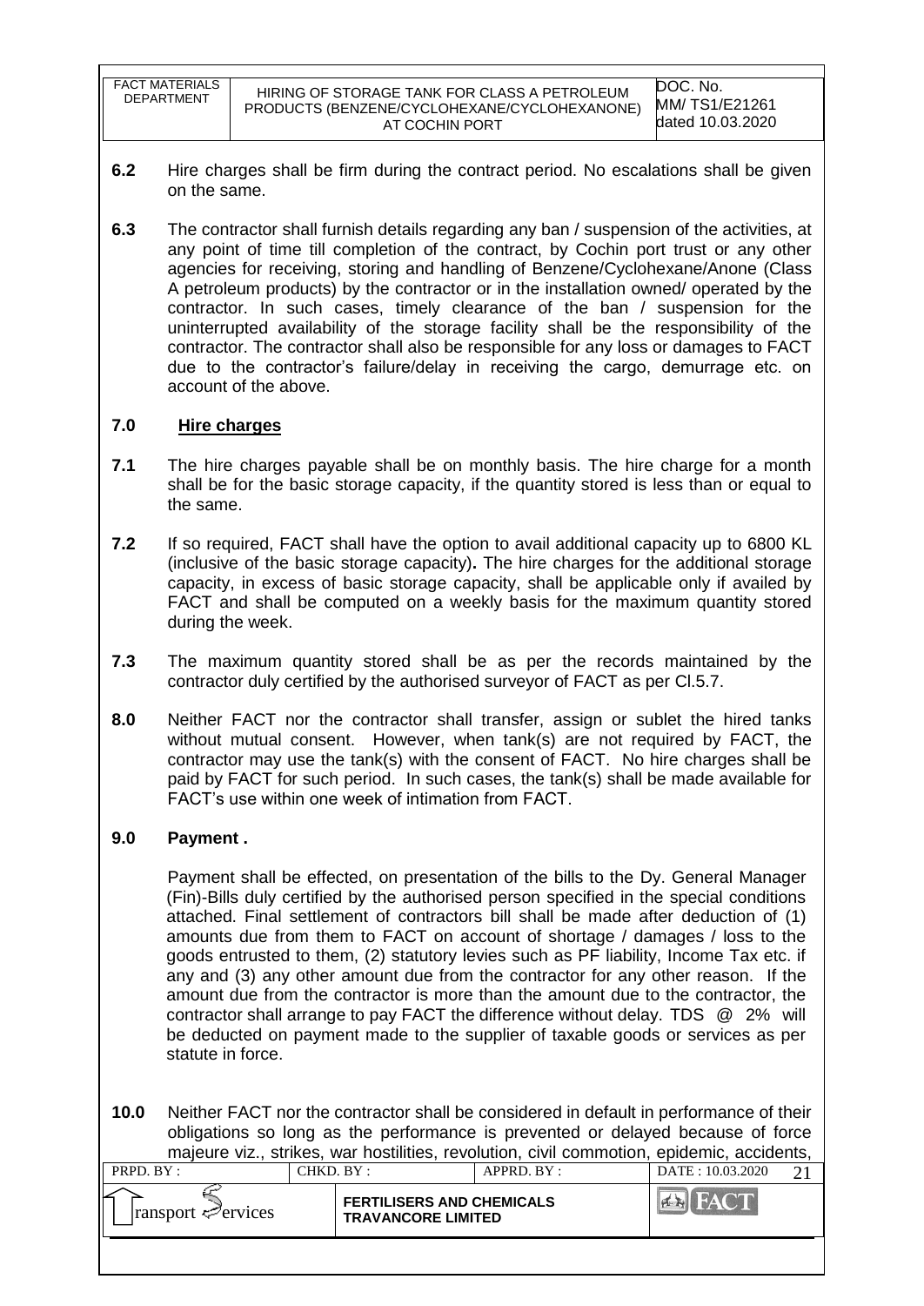**6.2** Hire charges shall be firm during the contract period. No escalations shall be given on the same.

**6.3** The contractor shall furnish details regarding any ban / suspension of the activities, at any point of time till completion of the contract, by Cochin port trust or any other agencies for receiving, storing and handling of Benzene/Cyclohexane/Anone (Class A petroleum products) by the contractor or in the installation owned/ operated by the contractor. In such cases, timely clearance of the ban / suspension for the uninterrupted availability of the storage facility shall be the responsibility of the contractor. The contractor shall also be responsible for any loss or damages to FACT due to the contractor's failure/delay in receiving the cargo, demurrage etc. on account of the above.

## 7.0 Hire charges

**7.1** The hire charges payable shall be on monthly basis. The hire charge for a month shall be for the basic storage capacity, if the quantity stored is less than or equal to the same.

**7.2** If so required, FACT shall have the option to avail additional capacity up to 6800 KL (inclusive of the basic storage capacity)**.** The hire charges for the additional storage capacity, in excess of basic storage capacity, shall be applicable only if availed by FACT and shall be computed on a weekly basis for the maximum quantity stored during the week.

**7.3** The maximum quantity stored shall be as per the records maintained by the contractor duly certified by the authorised surveyor of FACT as per Cl.5.7.

**8.0** Neither FACT nor the contractor shall transfer, assign or sublet the hired tanks without mutual consent. However, when tank(s) are not required by FACT, the contractor may use the tank(s) with the consent of FACT. No hire charges shall be paid by FACT for such period. In such cases, the tank(s) shall be made available for FACT's use within one week of intimation from FACT.

## 9.0 Payment .

Payment shall be effected, on presentation of the bills to the Dy. General Manager (Fin)-Bills duly certified by the authorised person specified in the special conditions attached. Final settlement of contractors bill shall be made after deduction of (1) amounts due from them to FACT on account of shortage / damages / loss to the goods entrusted to them, (2) statutory levies such as PF liability, Income Tax etc. if any and (3) any other amount due from the contractor for any other reason. If the amount due from the contractor is more than the amount due to the contractor, the contractor shall arrange to pay FACT the difference without delay. TDS @ 2% will be deducted on payment made to the supplier of taxable goods or services as per statute in force.

**10.0** Neither FACT nor the contractor shall be considered in default in performance of their obligations so long as the performance is prevented or delayed because of force majeure viz., strikes, war hostilities, revolution, civil commotion, epidemic, accidents,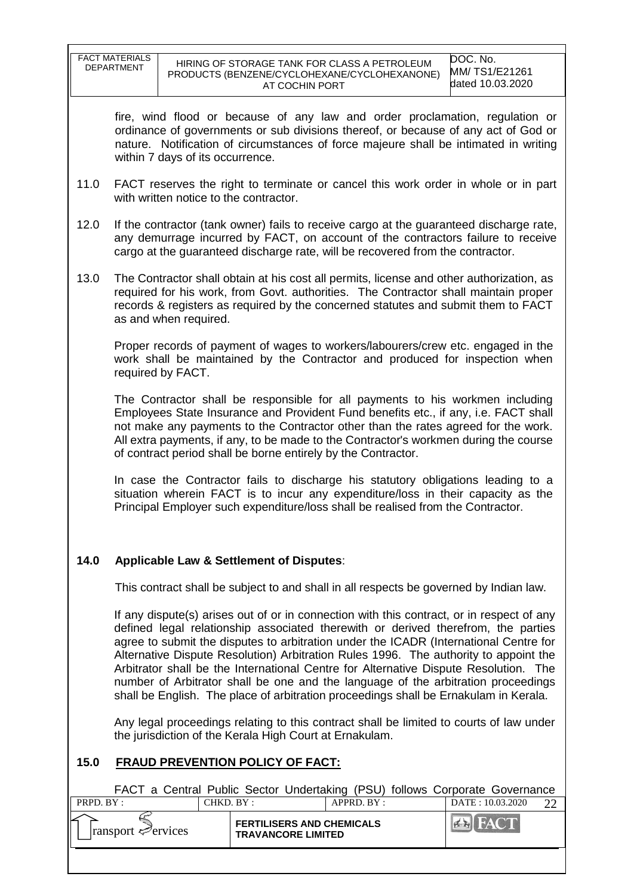fire, wind flood or because of any law and order proclamation, regulation or ordinance of governments or sub divisions thereof, or because of any act of God or nature. Notification of circumstances of force majeure shall be intimated in writing within 7 days of its occurrence.

11.0 FACT reserves the right to terminate or cancel this work order in whole or in part with written notice to the contractor.

12.0 If the contractor (tank owner) fails to receive cargo at the guaranteed discharge rate, any demurrage incurred by FACT, on account of the contractors failure to receive cargo at the guaranteed discharge rate, will be recovered from the contractor.

13.0 The Contractor shall obtain at his cost all permits, license and other authorization, as required for his work, from Govt. authorities. The Contractor shall maintain proper records & registers as required by the concerned statutes and submit them to FACT as and when required.

Proper records of payment of wages to workers/labourers/crew etc. engaged in the work shall be maintained by the Contractor and produced for inspection when required by FACT.

The Contractor shall be responsible for all payments to his workmen including Employees State Insurance and Provident Fund benefits etc., if any, i.e. FACT shall not make any payments to the Contractor other than the rates agreed for the work. All extra payments, if any, to be made to the Contractor's workmen during the course of contract period shall be borne entirely by the Contractor.

In case the Contractor fails to discharge his statutory obligations leading to a situation wherein FACT is to incur any expenditure/loss in their capacity as the Principal Employer such expenditure/loss shall be realised from the Contractor.

## 14.0 Applicable Law & Settlement of Disputes:

This contract shall be subject to and shall in all respects be governed by Indian law.

If any dispute(s) arises out of or in connection with this contract, or in respect of any defined legal relationship associated therewith or derived therefrom, the parties agree to submit the disputes to arbitration under the ICADR (International Centre for Alternative Dispute Resolution) Arbitration Rules 1996. The authority to appoint the Arbitrator shall be the International Centre for Alternative Dispute Resolution. The number of Arbitrator shall be one and the language of the arbitration proceedings shall be English. The place of arbitration proceedings shall be Ernakulam in Kerala.

Any legal proceedings relating to this contract shall be limited to courts of law under the jurisdiction of the Kerala High Court at Ernakulam.

## 15.0 FRAUD PREVENTION POLICY OF FACT:

FACT a Central Public Sector Undertaking (PSU) follows Corporate Governance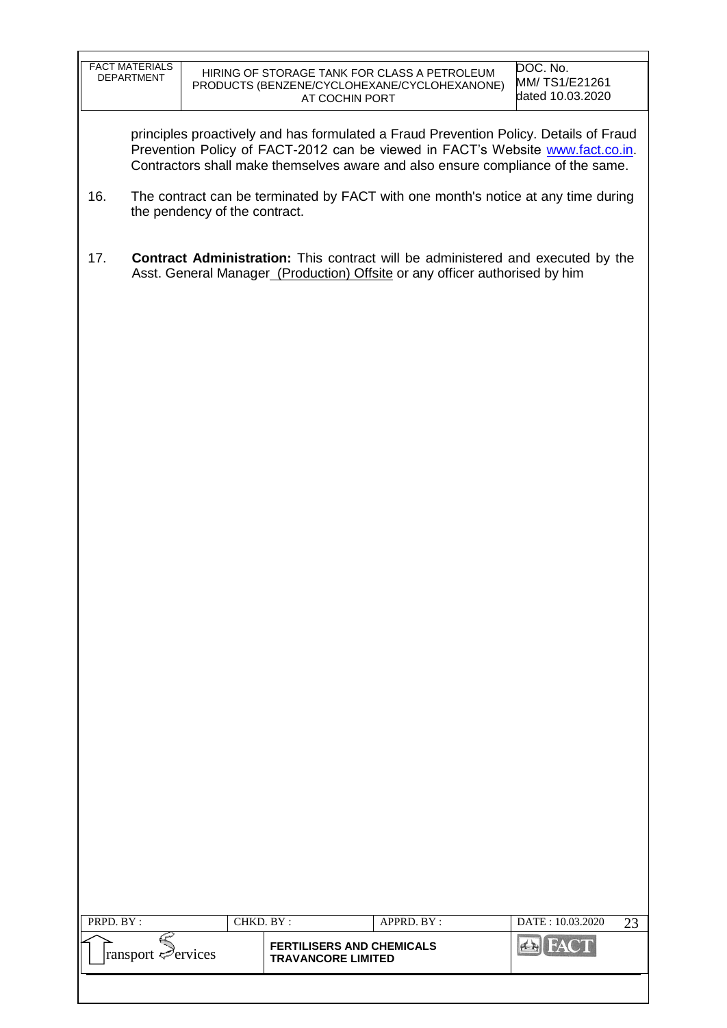principles proactively and has formulated a Fraud Prevention Policy. Details of Fraud Prevention Policy of FACT-2012 can be viewed in FACT's Website www.fact.co.in. Contractors shall make themselves aware and also ensure compliance of the same.

16. The contract can be terminated by FACT with one month's notice at any time during the pendency of the contract.

17. **Contract Administration:** This contract will be administered and executed by the Asst. General Manager (Production) Offsite or any officer authorised by him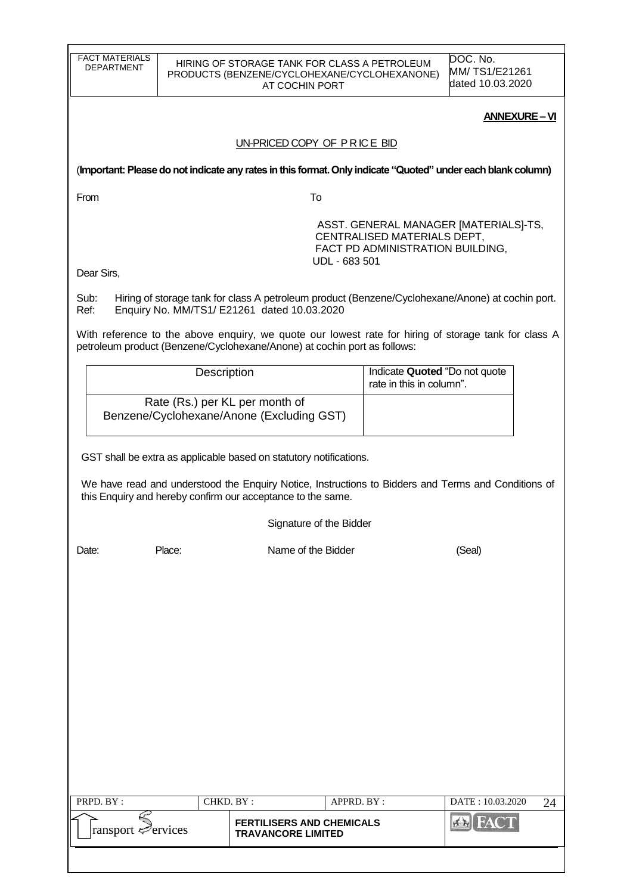**ANNEXURE – VI**

UN-PRICED COPY OF P R IC E BID

(**Important: Please do not indicate any rates in this format. Only indicate "Quoted" under each blank column)**

From

To

ASST. GENERAL MANAGER [MATERIALS]-TS,
CENTRALISED MATERIALS DEPT,
FACT PD ADMINISTRATION BUILDING,
UDL - 683 501

Dear Sirs,

Sub: Hiring of storage tank for class A petroleum product (Benzene/Cyclohexane/Anone) at cochin port.
Ref: Enquiry No. MM/TS1/ E21261 dated 10.03.2020

With reference to the above enquiry, we quote our lowest rate for hiring of storage tank for class A petroleum product (Benzene/Cyclohexane/Anone) at cochin port as follows:

| Description | Indicate **Quoted** "Do not quote rate in this in column". |
|---|---|
| Rate (Rs.) per KL per month of Benzene/Cyclohexane/Anone (Excluding GST) | |

GST shall be extra as applicable based on statutory notifications.

We have read and understood the Enquiry Notice, Instructions to Bidders and Terms and Conditions of this Enquiry and hereby confirm our acceptance to the same.

Signature of the Bidder

Date: Place: Name of the Bidder (Seal)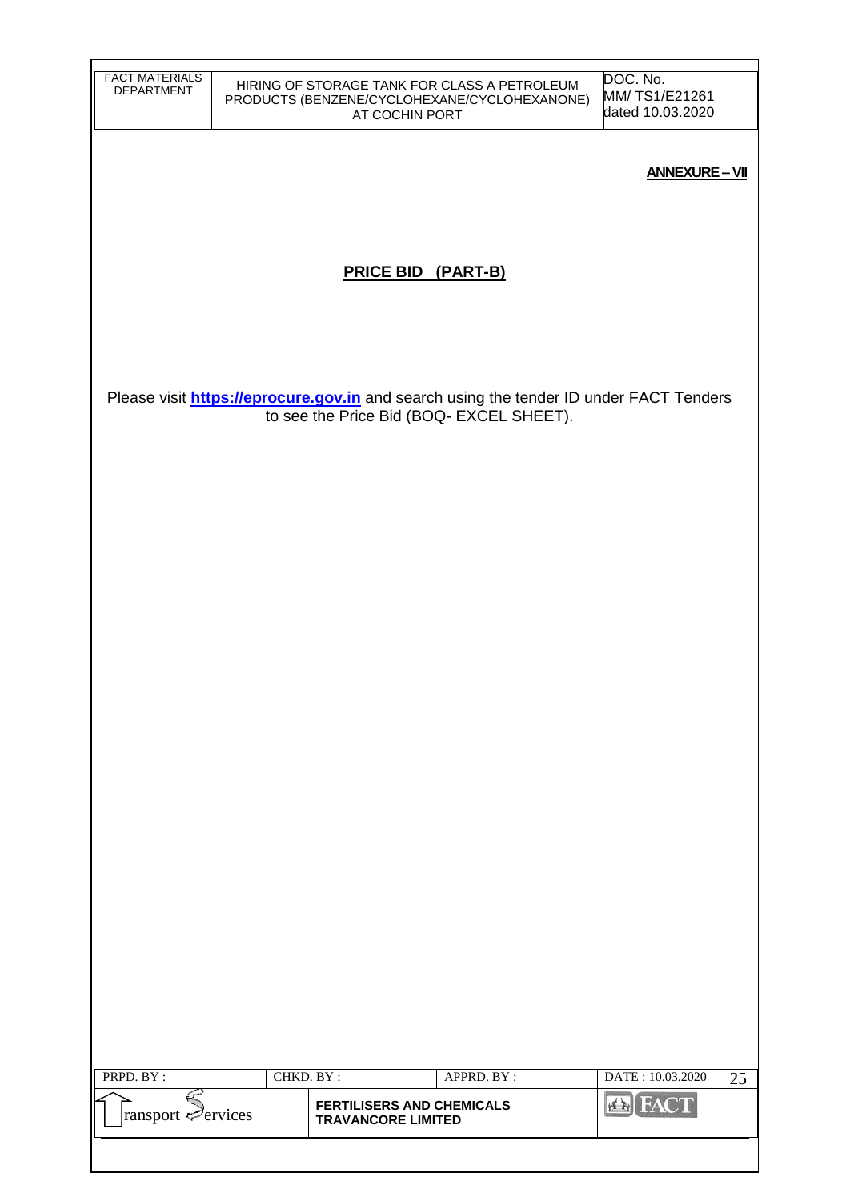**ANNEXURE – VII**

## PRICE BID (PART-B)

Please visit **https://eprocure.gov.in** and search using the tender ID under FACT Tenders to see the Price Bid (BOQ- EXCEL SHEET).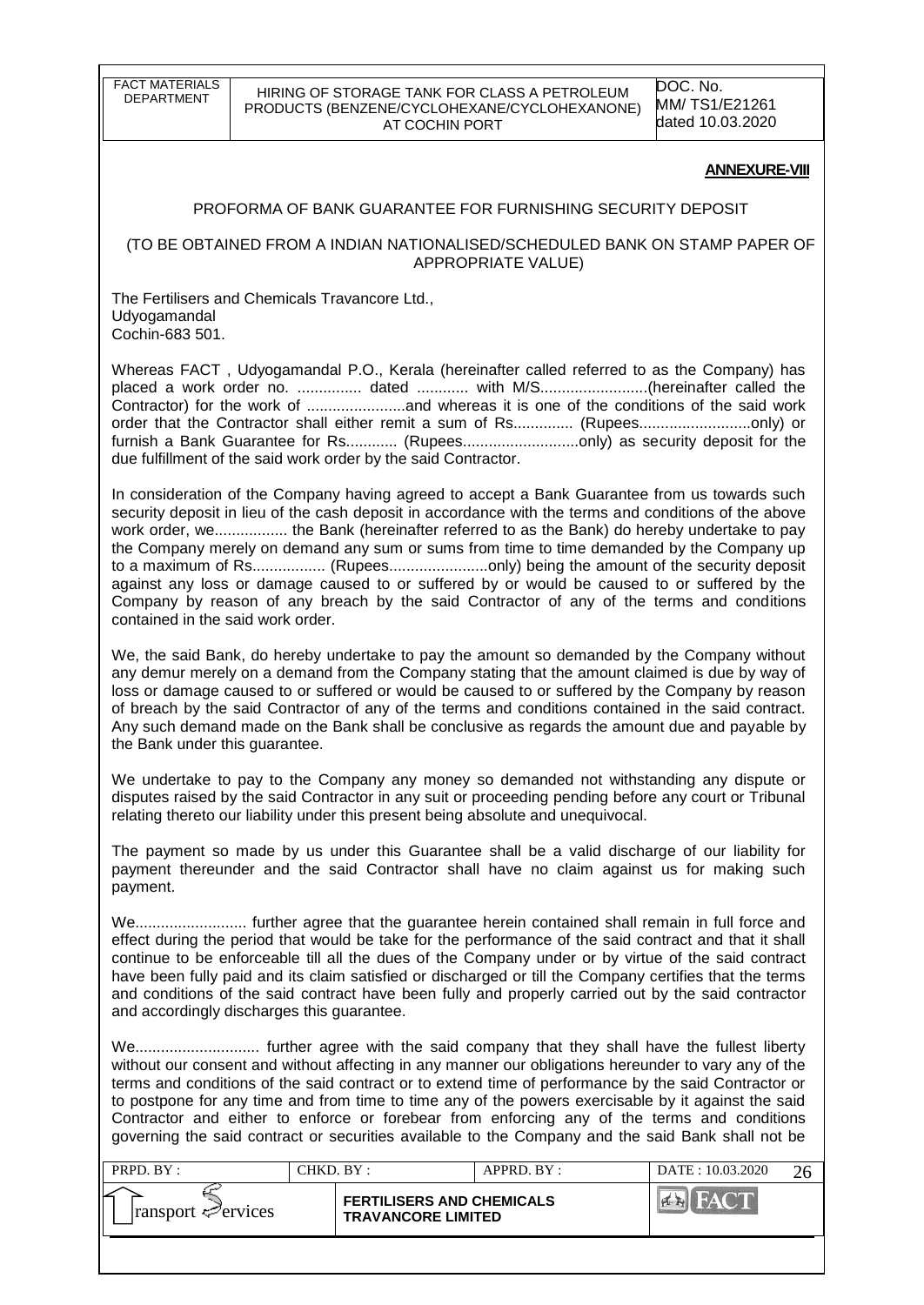**ANNEXURE-VIII**

PROFORMA OF BANK GUARANTEE FOR FURNISHING SECURITY DEPOSIT

(TO BE OBTAINED FROM A INDIAN NATIONALISED/SCHEDULED BANK ON STAMP PAPER OF APPROPRIATE VALUE)

The Fertilisers and Chemicals Travancore Ltd.,
Udyogamandal
Cochin-683 501.

Whereas FACT , Udyogamandal P.O., Kerala (hereinafter called referred to as the Company) has placed a work order no. ............... dated ............ with M/S.........................(hereinafter called the Contractor) for the work of .......................and whereas it is one of the conditions of the said work order that the Contractor shall either remit a sum of Rs.............. (Rupees..........................only) or furnish a Bank Guarantee for Rs............ (Rupees...........................only) as security deposit for the due fulfillment of the said work order by the said Contractor.

In consideration of the Company having agreed to accept a Bank Guarantee from us towards such security deposit in lieu of the cash deposit in accordance with the terms and conditions of the above work order, we................. the Bank (hereinafter referred to as the Bank) do hereby undertake to pay the Company merely on demand any sum or sums from time to time demanded by the Company up to a maximum of Rs................. (Rupees.......................only) being the amount of the security deposit against any loss or damage caused to or suffered by or would be caused to or suffered by the Company by reason of any breach by the said Contractor of any of the terms and conditions contained in the said work order.

We, the said Bank, do hereby undertake to pay the amount so demanded by the Company without any demur merely on a demand from the Company stating that the amount claimed is due by way of loss or damage caused to or suffered or would be caused to or suffered by the Company by reason of breach by the said Contractor of any of the terms and conditions contained in the said contract. Any such demand made on the Bank shall be conclusive as regards the amount due and payable by the Bank under this guarantee.

We undertake to pay to the Company any money so demanded not withstanding any dispute or disputes raised by the said Contractor in any suit or proceeding pending before any court or Tribunal relating thereto our liability under this present being absolute and unequivocal.

The payment so made by us under this Guarantee shall be a valid discharge of our liability for payment thereunder and the said Contractor shall have no claim against us for making such payment.

We.......................... further agree that the guarantee herein contained shall remain in full force and effect during the period that would be take for the performance of the said contract and that it shall continue to be enforceable till all the dues of the Company under or by virtue of the said contract have been fully paid and its claim satisfied or discharged or till the Company certifies that the terms and conditions of the said contract have been fully and properly carried out by the said contractor and accordingly discharges this guarantee.

We............................ further agree with the said company that they shall have the fullest liberty without our consent and without affecting in any manner our obligations hereunder to vary any of the terms and conditions of the said contract or to extend time of performance by the said Contractor or to postpone for any time and from time to time any of the powers exercisable by it against the said Contractor and either to enforce or forebear from enforcing any of the terms and conditions governing the said contract or securities available to the Company and the said Bank shall not be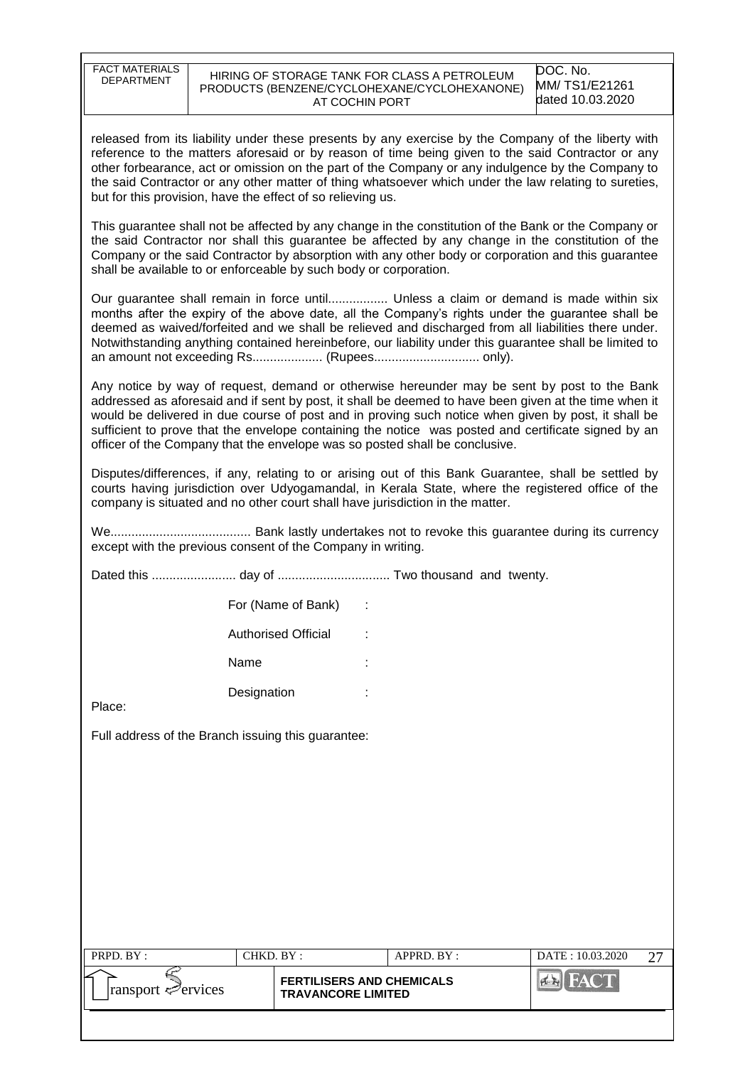released from its liability under these presents by any exercise by the Company of the liberty with reference to the matters aforesaid or by reason of time being given to the said Contractor or any other forbearance, act or omission on the part of the Company or any indulgence by the Company to the said Contractor or any other matter of thing whatsoever which under the law relating to sureties, but for this provision, have the effect of so relieving us.

This guarantee shall not be affected by any change in the constitution of the Bank or the Company or the said Contractor nor shall this guarantee be affected by any change in the constitution of the Company or the said Contractor by absorption with any other body or corporation and this guarantee shall be available to or enforceable by such body or corporation.

Our guarantee shall remain in force until................. Unless a claim or demand is made within six months after the expiry of the above date, all the Company's rights under the guarantee shall be deemed as waived/forfeited and we shall be relieved and discharged from all liabilities there under. Notwithstanding anything contained hereinbefore, our liability under this guarantee shall be limited to an amount not exceeding Rs.................... (Rupees.............................. only).

Any notice by way of request, demand or otherwise hereunder may be sent by post to the Bank addressed as aforesaid and if sent by post, it shall be deemed to have been given at the time when it would be delivered in due course of post and in proving such notice when given by post, it shall be sufficient to prove that the envelope containing the notice was posted and certificate signed by an officer of the Company that the envelope was so posted shall be conclusive.

Disputes/differences, if any, relating to or arising out of this Bank Guarantee, shall be settled by courts having jurisdiction over Udyogamandal, in Kerala State, where the registered office of the company is situated and no other court shall have jurisdiction in the matter.

We........................................ Bank lastly undertakes not to revoke this guarantee during its currency except with the previous consent of the Company in writing.

Dated this ........................ day of ................................ Two thousand and twenty.

For (Name of Bank) :

Authorised Official :

Name :

Designation :

Place:

Full address of the Branch issuing this guarantee: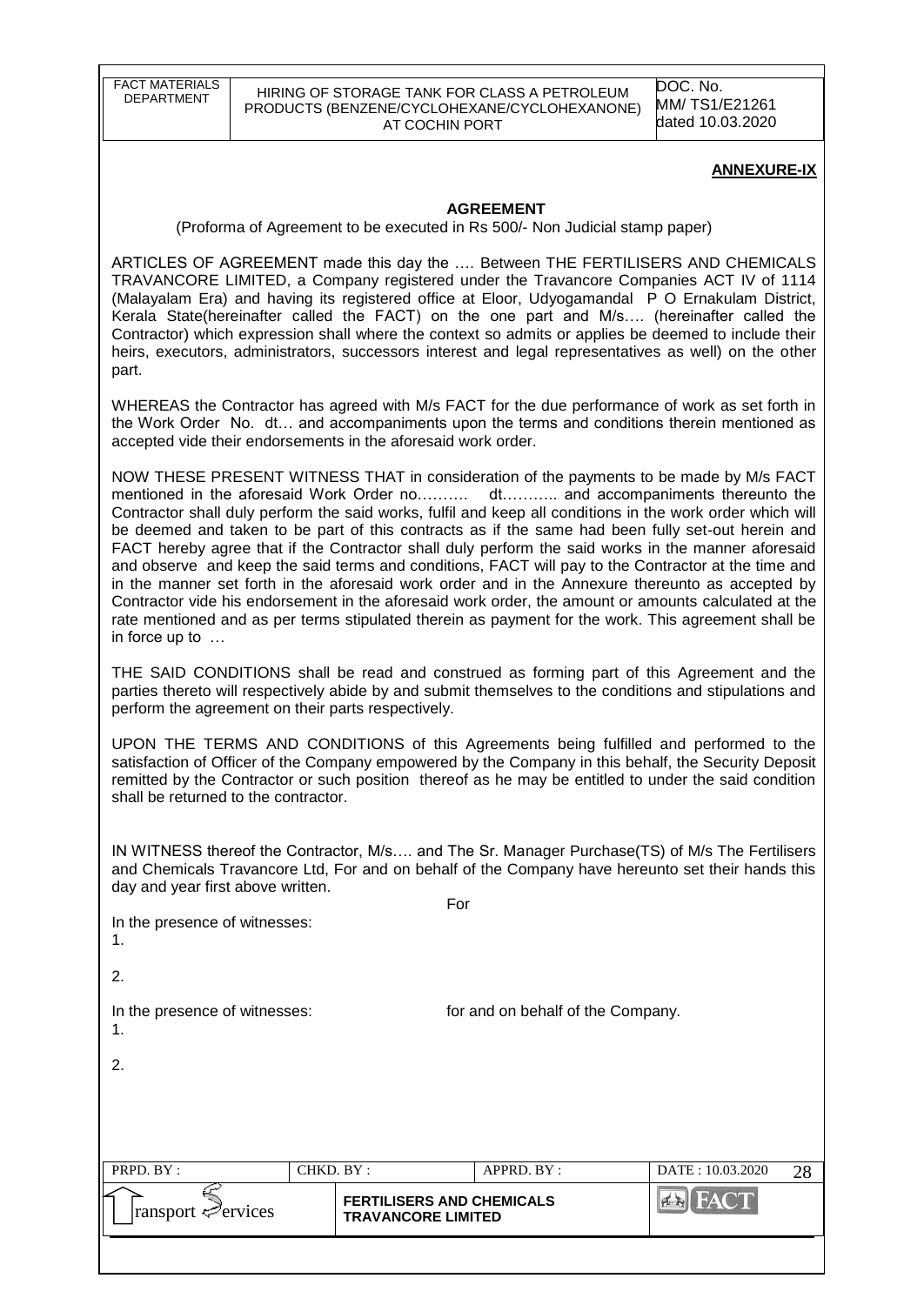**ANNEXURE-IX**

**AGREEMENT**

(Proforma of Agreement to be executed in Rs 500/- Non Judicial stamp paper)

ARTICLES OF AGREEMENT made this day the …. Between THE FERTILISERS AND CHEMICALS TRAVANCORE LIMITED, a Company registered under the Travancore Companies ACT IV of 1114 (Malayalam Era) and having its registered office at Eloor, Udyogamandal P O Ernakulam District, Kerala State(hereinafter called the FACT) on the one part and M/s…. (hereinafter called the Contractor) which expression shall where the context so admits or applies be deemed to include their heirs, executors, administrators, successors interest and legal representatives as well) on the other part.

WHEREAS the Contractor has agreed with M/s FACT for the due performance of work as set forth in the Work Order No. dt… and accompaniments upon the terms and conditions therein mentioned as accepted vide their endorsements in the aforesaid work order.

NOW THESE PRESENT WITNESS THAT in consideration of the payments to be made by M/s FACT mentioned in the aforesaid Work Order no………. dt……….. and accompaniments thereunto the Contractor shall duly perform the said works, fulfil and keep all conditions in the work order which will be deemed and taken to be part of this contracts as if the same had been fully set-out herein and FACT hereby agree that if the Contractor shall duly perform the said works in the manner aforesaid and observe and keep the said terms and conditions, FACT will pay to the Contractor at the time and in the manner set forth in the aforesaid work order and in the Annexure thereunto as accepted by Contractor vide his endorsement in the aforesaid work order, the amount or amounts calculated at the rate mentioned and as per terms stipulated therein as payment for the work. This agreement shall be in force up to …

THE SAID CONDITIONS shall be read and construed as forming part of this Agreement and the parties thereto will respectively abide by and submit themselves to the conditions and stipulations and perform the agreement on their parts respectively.

UPON THE TERMS AND CONDITIONS of this Agreements being fulfilled and performed to the satisfaction of Officer of the Company empowered by the Company in this behalf, the Security Deposit remitted by the Contractor or such position thereof as he may be entitled to under the said condition shall be returned to the contractor.

IN WITNESS thereof the Contractor, M/s…. and The Sr. Manager Purchase(TS) of M/s The Fertilisers and Chemicals Travancore Ltd, For and on behalf of the Company have hereunto set their hands this day and year first above written.

For

In the presence of witnesses:

1.

2.

In the presence of witnesses: for and on behalf of the Company.

1.

2.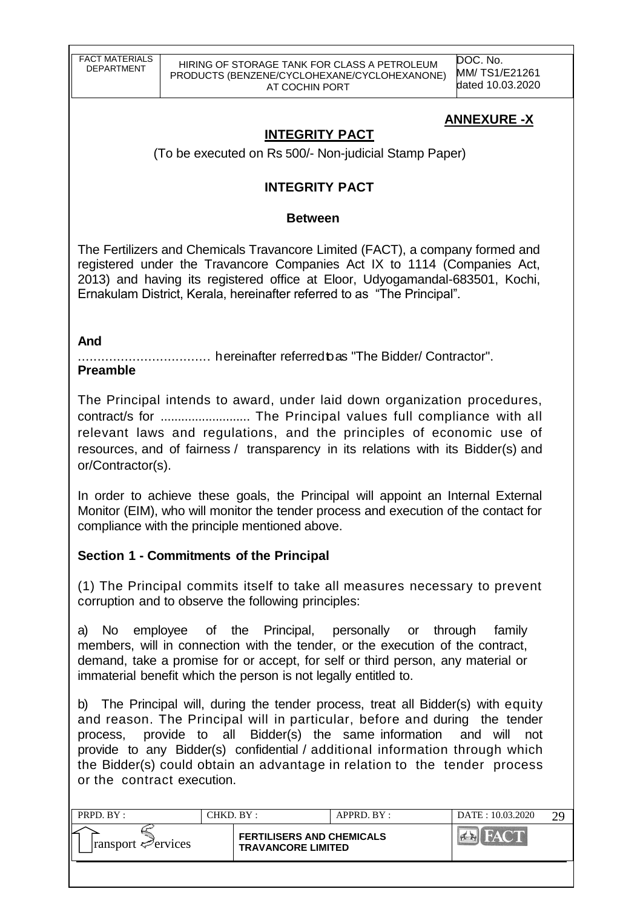**ANNEXURE -X**

## INTEGRITY PACT

(To be executed on Rs 500/- Non-judicial Stamp Paper)

## INTEGRITY PACT

**Between**

The Fertilizers and Chemicals Travancore Limited (FACT), a company formed and registered under the Travancore Companies Act IX to 1114 (Companies Act, 2013) and having its registered office at Eloor, Udyogamandal-683501, Kochi, Ernakulam District, Kerala, hereinafter referred to as "The Principal".

**And**

................................. hereinafter referred to as "The Bidder/ Contractor".

**Preamble**

The Principal intends to award, under laid down organization procedures, contract/s for .......................... The Principal values full compliance with all relevant laws and regulations, and the principles of economic use of resources, and of fairness / transparency in its relations with its Bidder(s) and or/Contractor(s).

In order to achieve these goals, the Principal will appoint an Internal External Monitor (EIM), who will monitor the tender process and execution of the contact for compliance with the principle mentioned above.

**Section 1 - Commitments of the Principal**

(1) The Principal commits itself to take all measures necessary to prevent corruption and to observe the following principles:

a) No employee of the Principal, personally or through family members, will in connection with the tender, or the execution of the contract, demand, take a promise for or accept, for self or third person, any material or immaterial benefit which the person is not legally entitled to.

b) The Principal will, during the tender process, treat all Bidder(s) with equity and reason. The Principal will in particular, before and during the tender process, provide to all Bidder(s) the same information and will not provide to any Bidder(s) confidential / additional information through which the Bidder(s) could obtain an advantage in relation to the tender process or the contract execution.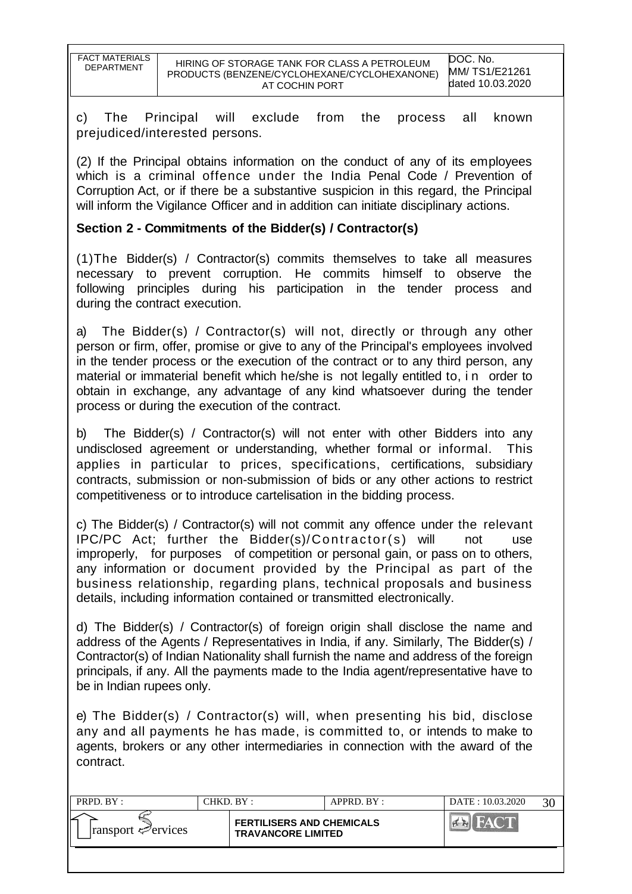c) The Principal will exclude from the process all known prejudiced/interested persons.

(2) If the Principal obtains information on the conduct of any of its employees which is a criminal offence under the India Penal Code / Prevention of Corruption Act, or if there be a substantive suspicion in this regard, the Principal will inform the Vigilance Officer and in addition can initiate disciplinary actions.

**Section 2 - Commitments of the Bidder(s) / Contractor(s)**

(1)The Bidder(s) / Contractor(s) commits themselves to take all measures necessary to prevent corruption. He commits himself to observe the following principles during his participation in the tender process and during the contract execution.

a) The Bidder(s) / Contractor(s) will not, directly or through any other person or firm, offer, promise or give to any of the Principal's employees involved in the tender process or the execution of the contract or to any third person, any material or immaterial benefit which he/she is not legally entitled to, in order to obtain in exchange, any advantage of any kind whatsoever during the tender process or during the execution of the contract.

b) The Bidder(s) / Contractor(s) will not enter with other Bidders into any undisclosed agreement or understanding, whether formal or informal. This applies in particular to prices, specifications, certifications, subsidiary contracts, submission or non-submission of bids or any other actions to restrict competitiveness or to introduce cartelisation in the bidding process.

c) The Bidder(s) / Contractor(s) will not commit any offence under the relevant IPC/PC Act; further the Bidder(s)/Contractor(s) will not use improperly, for purposes of competition or personal gain, or pass on to others, any information or document provided by the Principal as part of the business relationship, regarding plans, technical proposals and business details, including information contained or transmitted electronically.

d) The Bidder(s) / Contractor(s) of foreign origin shall disclose the name and address of the Agents / Representatives in India, if any. Similarly, The Bidder(s) / Contractor(s) of Indian Nationality shall furnish the name and address of the foreign principals, if any. All the payments made to the India agent/representative have to be in Indian rupees only.

e) The Bidder(s) / Contractor(s) will, when presenting his bid, disclose any and all payments he has made, is committed to, or intends to make to agents, brokers or any other intermediaries in connection with the award of the contract.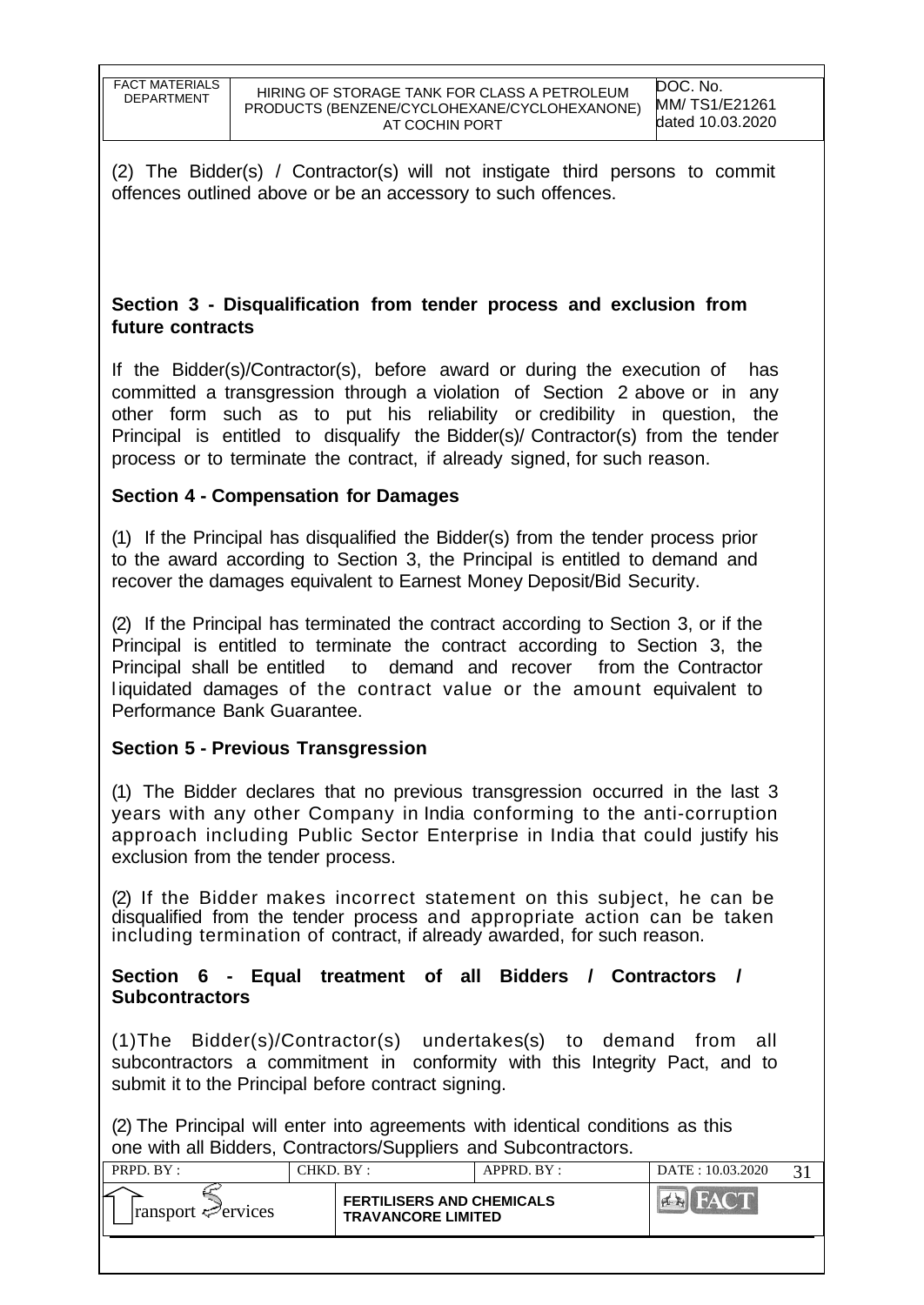(2) The Bidder(s) / Contractor(s) will not instigate third persons to commit offences outlined above or be an accessory to such offences.

## Section 3 - Disqualification from tender process and exclusion from future contracts

If the Bidder(s)/Contractor(s), before award or during the execution of has committed a transgression through a violation of Section 2 above or in any other form such as to put his reliability or credibility in question, the Principal is entitled to disqualify the Bidder(s)/ Contractor(s) from the tender process or to terminate the contract, if already signed, for such reason.

## Section 4 - Compensation for Damages

(1) If the Principal has disqualified the Bidder(s) from the tender process prior to the award according to Section 3, the Principal is entitled to demand and recover the damages equivalent to Earnest Money Deposit/Bid Security.

(2) If the Principal has terminated the contract according to Section 3, or if the Principal is entitled to terminate the contract according to Section 3, the Principal shall be entitled to demand and recover from the Contractor liquidated damages of the contract value or the amount equivalent to Performance Bank Guarantee.

## Section 5 - Previous Transgression

(1) The Bidder declares that no previous transgression occurred in the last 3 years with any other Company in India conforming to the anti-corruption approach including Public Sector Enterprise in India that could justify his exclusion from the tender process.

(2) If the Bidder makes incorrect statement on this subject, he can be disqualified from the tender process and appropriate action can be taken including termination of contract, if already awarded, for such reason.

## Section 6 - Equal treatment of all Bidders / Contractors / Subcontractors

(1)The Bidder(s)/Contractor(s) undertakes(s) to demand from all subcontractors a commitment in conformity with this Integrity Pact, and to submit it to the Principal before contract signing.

(2) The Principal will enter into agreements with identical conditions as this one with all Bidders, Contractors/Suppliers and Subcontractors.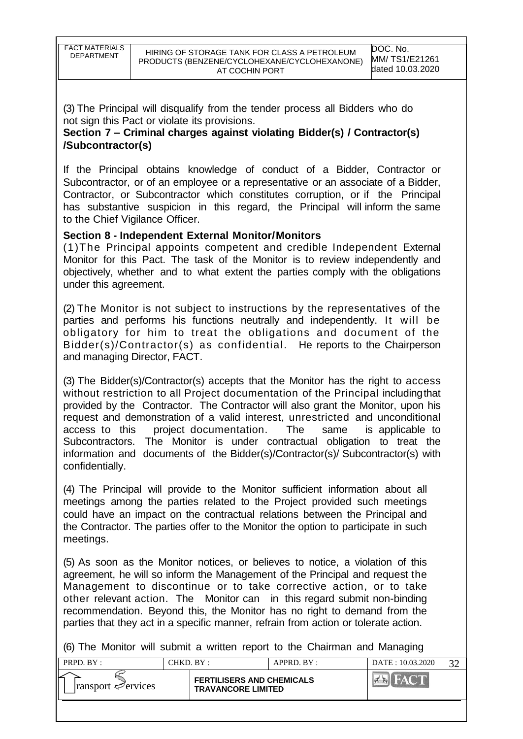(3) The Principal will disqualify from the tender process all Bidders who do not sign this Pact or violate its provisions.

**Section 7 – Criminal charges against violating Bidder(s) / Contractor(s) /Subcontractor(s)**

If the Principal obtains knowledge of conduct of a Bidder, Contractor or Subcontractor, or of an employee or a representative or an associate of a Bidder, Contractor, or Subcontractor which constitutes corruption, or if the Principal has substantive suspicion in this regard, the Principal will inform the same to the Chief Vigilance Officer.

**Section 8 - Independent External Monitor/Monitors**

(1) The Principal appoints competent and credible Independent External Monitor for this Pact. The task of the Monitor is to review independently and objectively, whether and to what extent the parties comply with the obligations under this agreement.

(2) The Monitor is not subject to instructions by the representatives of the parties and performs his functions neutrally and independently. It will be obligatory for him to treat the obligations and document of the Bidder(s)/Contractor(s) as confidential. He reports to the Chairperson and managing Director, FACT.

(3) The Bidder(s)/Contractor(s) accepts that the Monitor has the right to access without restriction to all Project documentation of the Principal including that provided by the Contractor. The Contractor will also grant the Monitor, upon his request and demonstration of a valid interest, unrestricted and unconditional access to this project documentation. The same is applicable to Subcontractors. The Monitor is under contractual obligation to treat the information and documents of the Bidder(s)/Contractor(s)/ Subcontractor(s) with confidentially.

(4) The Principal will provide to the Monitor sufficient information about all meetings among the parties related to the Project provided such meetings could have an impact on the contractual relations between the Principal and the Contractor. The parties offer to the Monitor the option to participate in such meetings.

(5) As soon as the Monitor notices, or believes to notice, a violation of this agreement, he will so inform the Management of the Principal and request the Management to discontinue or to take corrective action, or to take other relevant action. The Monitor can in this regard submit non-binding recommendation. Beyond this, the Monitor has no right to demand from the parties that they act in a specific manner, refrain from action or tolerate action.

(6) The Monitor will submit a written report to the Chairman and Managing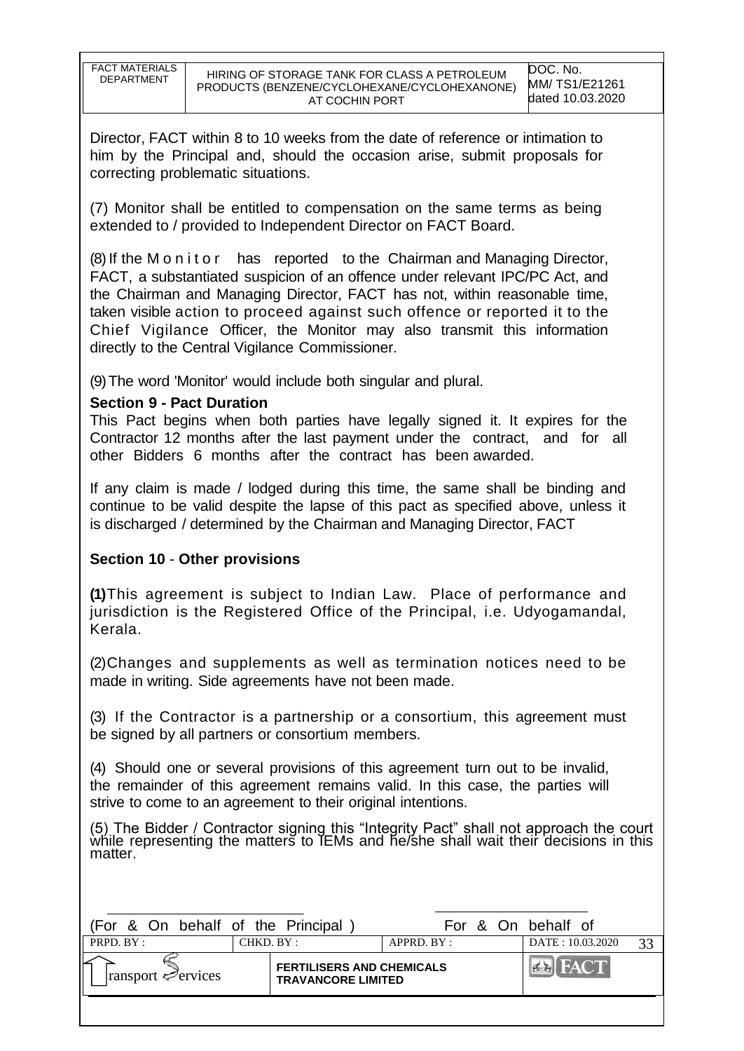Director, FACT within 8 to 10 weeks from the date of reference or intimation to him by the Principal and, should the occasion arise, submit proposals for correcting problematic situations.

(7) Monitor shall be entitled to compensation on the same terms as being extended to / provided to Independent Director on FACT Board.

(8) If the Monitor has reported to the Chairman and Managing Director, FACT, a substantiated suspicion of an offence under relevant IPC/PC Act, and the Chairman and Managing Director, FACT has not, within reasonable time, taken visible action to proceed against such offence or reported it to the Chief Vigilance Officer, the Monitor may also transmit this information directly to the Central Vigilance Commissioner.

(9) The word 'Monitor' would include both singular and plural.

**Section 9 - Pact Duration**

This Pact begins when both parties have legally signed it. It expires for the Contractor 12 months after the last payment under the contract, and for all other Bidders 6 months after the contract has been awarded.

If any claim is made / lodged during this time, the same shall be binding and continue to be valid despite the lapse of this pact as specified above, unless it is discharged / determined by the Chairman and Managing Director, FACT

**Section 10 - Other provisions**

**(1)** This agreement is subject to Indian Law. Place of performance and jurisdiction is the Registered Office of the Principal, i.e. Udyogamandal, Kerala.

(2) Changes and supplements as well as termination notices need to be made in writing. Side agreements have not been made.

(3) If the Contractor is a partnership or a consortium, this agreement must be signed by all partners or consortium members.

(4) Should one or several provisions of this agreement turn out to be invalid, the remainder of this agreement remains valid. In this case, the parties will strive to come to an agreement to their original intentions.

(5) The Bidder / Contractor signing this "Integrity Pact" shall not approach the court while representing the matters to IEMs and he/she shall wait their decisions in this matter.

(For & On behalf of the Principal ) For & On behalf of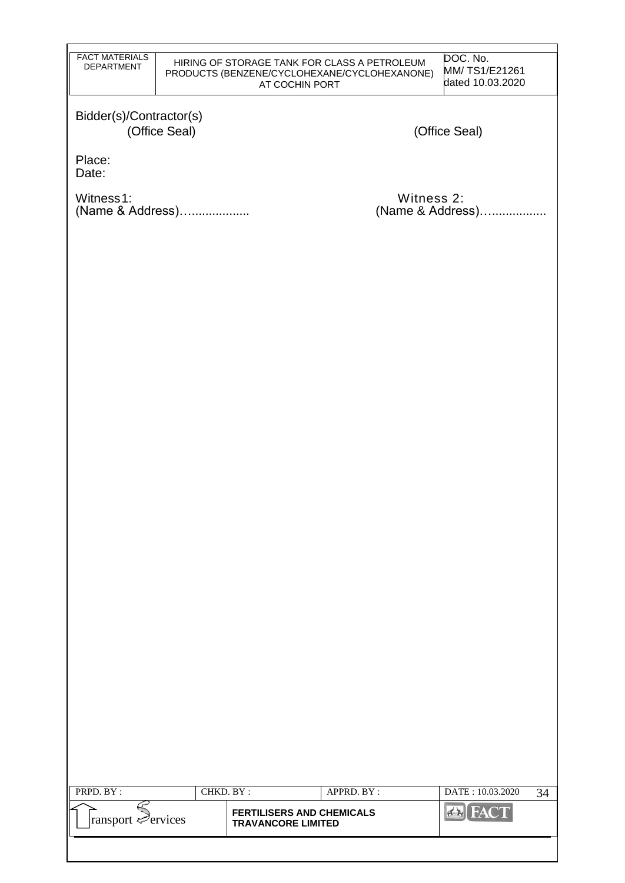Bidder(s)/Contractor(s)

(Office Seal) (Office Seal)

Place:
Date:

Witness1: Witness 2:
(Name & Address)…................. (Name & Address)…................